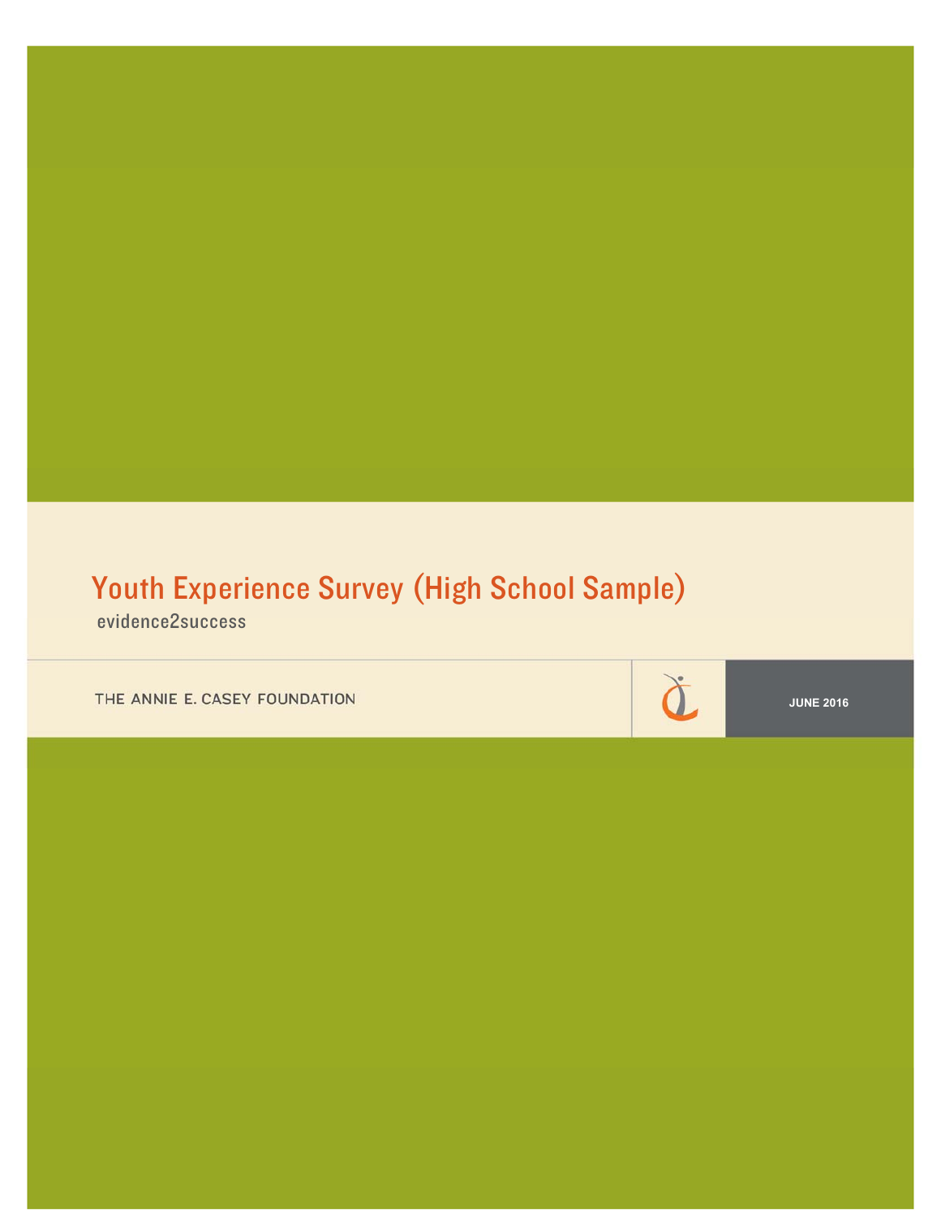# Youth Experience Survey (High School Sample)

evidence2success

THE ANNIE E. CASEY FOUNDATION

JUNE 2016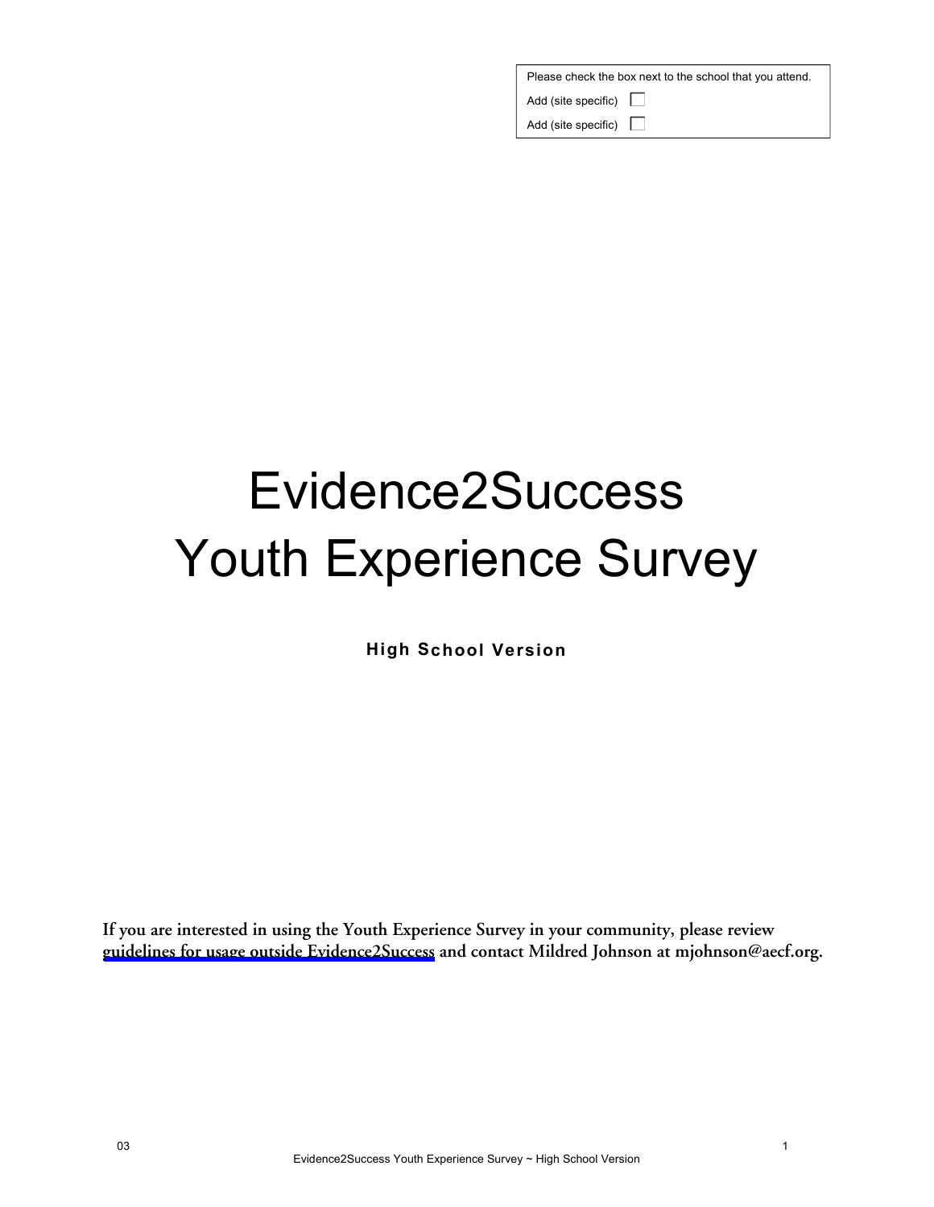Please check the box next to the school that you attend.

Add (site specific) ☐

Add (site specific) ☐

# Evidence2Success Youth Experience Survey

**High School Version**

**If you are interested in using the Youth Experience Survey in your community, please review guidelines for usage outside Evidence2Success and contact Mildred Johnson at mjohnson@aecf.org.**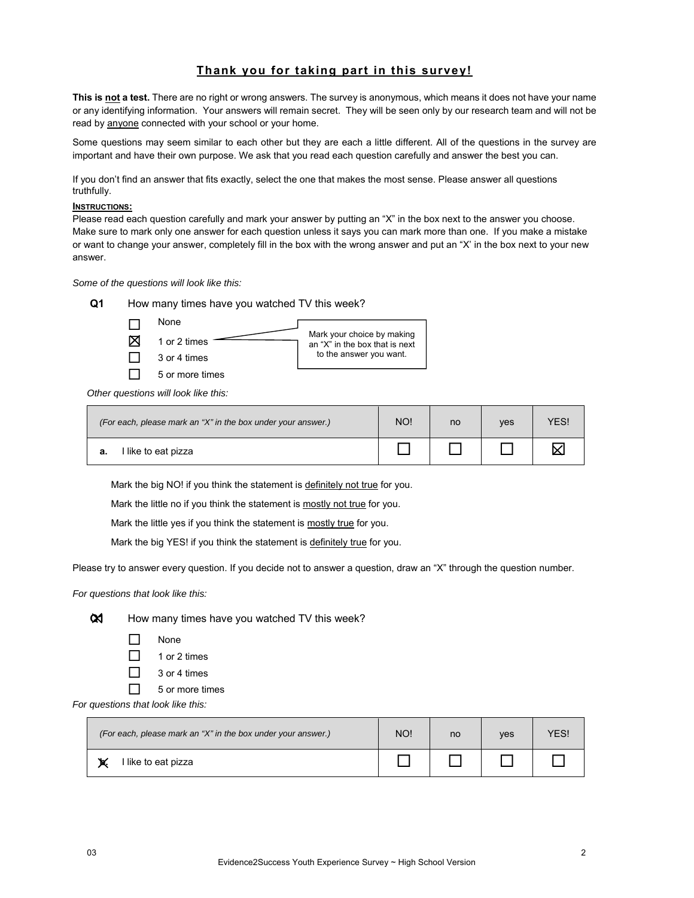## Thank you for taking part in this survey!

**This is not a test.** There are no right or wrong answers. The survey is anonymous, which means it does not have your name or any identifying information. Your answers will remain secret. They will be seen only by our research team and will not be read by anyone connected with your school or your home.

Some questions may seem similar to each other but they are each a little different. All of the questions in the survey are important and have their own purpose. We ask that you read each question carefully and answer the best you can.

If you don't find an answer that fits exactly, select the one that makes the most sense. Please answer all questions truthfully.

**INSTRUCTIONS:**

Please read each question carefully and mark your answer by putting an "X" in the box next to the answer you choose. Make sure to mark only one answer for each question unless it says you can mark more than one. If you make a mistake or want to change your answer, completely fill in the box with the wrong answer and put an "X' in the box next to your new answer.

*Some of the questions will look like this:*

**Q1** How many times have you watched TV this week?

- ☐ None
- ☒ 1 or 2 times
- ☐ 3 or 4 times
- ☐ 5 or more times

Mark your choice by making an "X" in the box that is next to the answer you want.

*Other questions will look like this:*

| *(For each, please mark an "X" in the box under your answer.)* | NO! | no | yes | YES! |
|---|---|---|---|---|
| **a.** I like to eat pizza | ☐ | ☐ | ☐ | ☒ |

Mark the big NO! if you think the statement is definitely not true for you.

Mark the little no if you think the statement is mostly not true for you.

Mark the little yes if you think the statement is mostly true for you.

Mark the big YES! if you think the statement is definitely true for you.

Please try to answer every question. If you decide not to answer a question, draw an "X" through the question number.

*For questions that look like this:*

~~Q1~~ How many times have you watched TV this week?

- ☐ None
- ☐ 1 or 2 times
- ☐ 3 or 4 times
- ☐ 5 or more times

*For questions that look like this:*

| *(For each, please mark an "X" in the box under your answer.)* | NO! | no | yes | YES! |
|---|---|---|---|---|
| ~~a.~~ I like to eat pizza | ☐ | ☐ | ☐ | ☐ |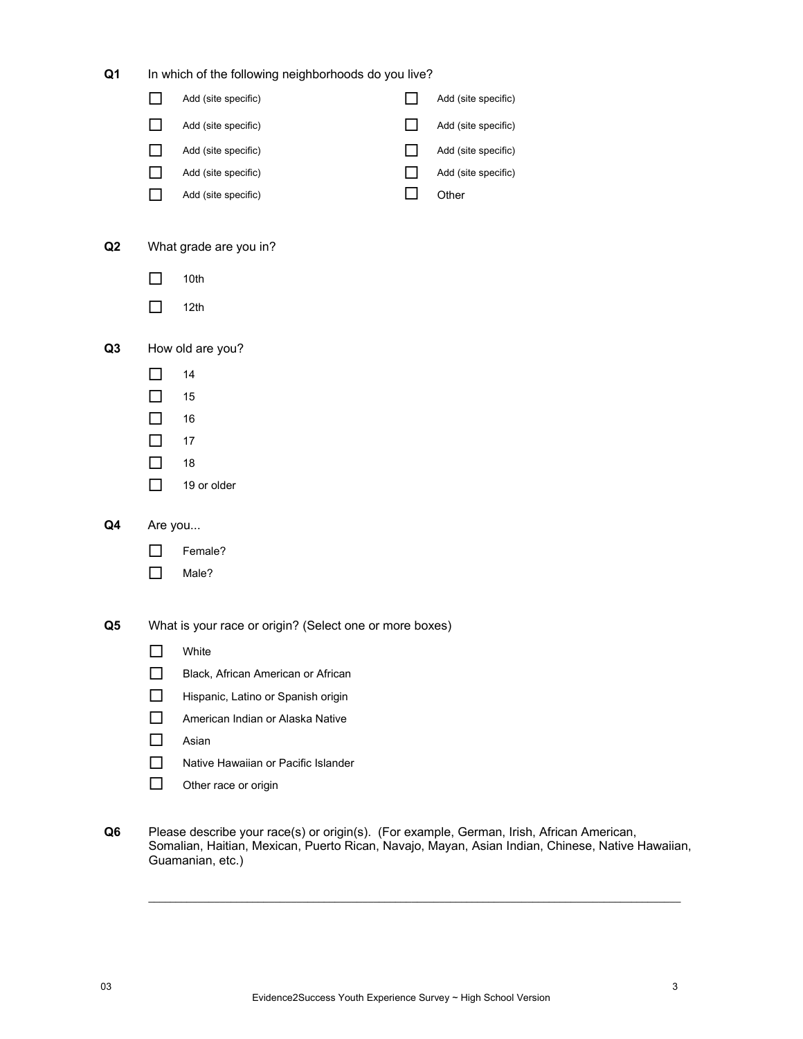**Q1** In which of the following neighborhoods do you live?

- ☐ Add (site specific)
- ☐ Add (site specific)
- ☐ Add (site specific)
- ☐ Add (site specific)
- ☐ Add (site specific)
- ☐ Add (site specific)
- ☐ Add (site specific)
- ☐ Add (site specific)
- ☐ Add (site specific)
- ☐ Other

**Q2** What grade are you in?

- ☐ 10th
- ☐ 12th

**Q3** How old are you?

- ☐ 14
- ☐ 15
- ☐ 16
- ☐ 17
- ☐ 18
- ☐ 19 or older

**Q4** Are you...

- ☐ Female?
- ☐ Male?

**Q5** What is your race or origin? (Select one or more boxes)

- ☐ White
- ☐ Black, African American or African
- ☐ Hispanic, Latino or Spanish origin
- ☐ American Indian or Alaska Native
- ☐ Asian
- ☐ Native Hawaiian or Pacific Islander
- ☐ Other race or origin

**Q6** Please describe your race(s) or origin(s). (For example, German, Irish, African American, Somalian, Haitian, Mexican, Puerto Rican, Navajo, Mayan, Asian Indian, Chinese, Native Hawaiian, Guamanian, etc.)

\_\_\_\_\_\_\_\_\_\_\_\_\_\_\_\_\_\_\_\_\_\_\_\_\_\_\_\_\_\_\_\_\_\_\_\_\_\_\_\_\_\_\_\_\_\_\_\_\_\_\_\_\_\_\_\_\_\_\_\_\_\_\_\_\_\_\_\_\_\_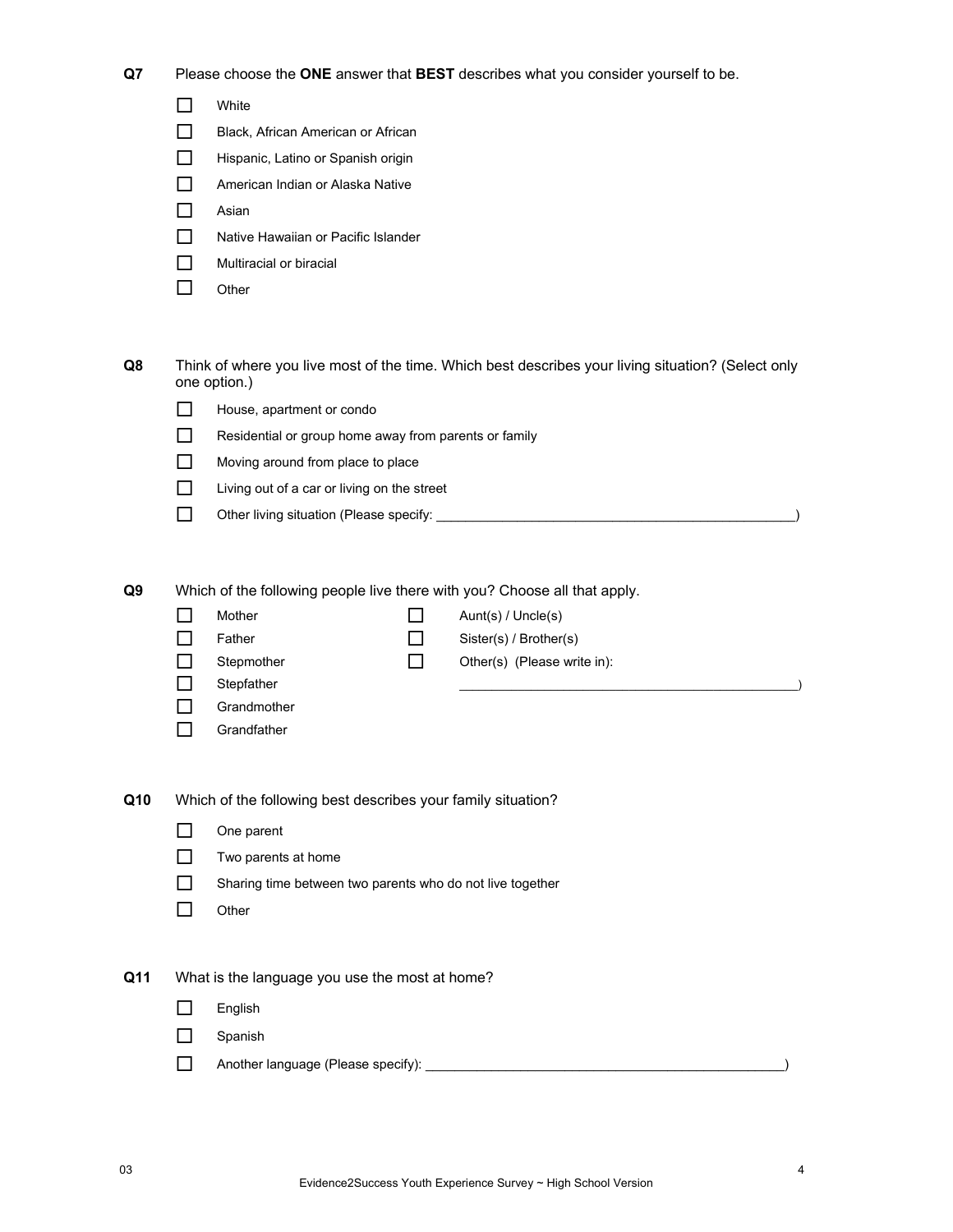**Q7** Please choose the **ONE** answer that **BEST** describes what you consider yourself to be.

- ☐ White
- ☐ Black, African American or African
- ☐ Hispanic, Latino or Spanish origin
- ☐ American Indian or Alaska Native
- ☐ Asian
- ☐ Native Hawaiian or Pacific Islander
- ☐ Multiracial or biracial
- ☐ Other

**Q8** Think of where you live most of the time. Which best describes your living situation? (Select only one option.)

- ☐ House, apartment or condo
- ☐ Residential or group home away from parents or family
- ☐ Moving around from place to place
- ☐ Living out of a car or living on the street
- ☐ Other living situation (Please specify: ________________________________________________)

**Q9** Which of the following people live there with you? Choose all that apply.

- ☐ Mother
- ☐ Father
- ☐ Stepmother
- ☐ Stepfather
- ☐ Grandmother
- ☐ Grandfather
- ☐ Aunt(s) / Uncle(s)
- ☐ Sister(s) / Brother(s)
- ☐ Other(s) (Please write in): ______________________________________________)

**Q10** Which of the following best describes your family situation?

- ☐ One parent
- ☐ Two parents at home
- ☐ Sharing time between two parents who do not live together
- ☐ Other

**Q11** What is the language you use the most at home?

- ☐ English
- ☐ Spanish
- ☐ Another language (Please specify): ________________________________________________)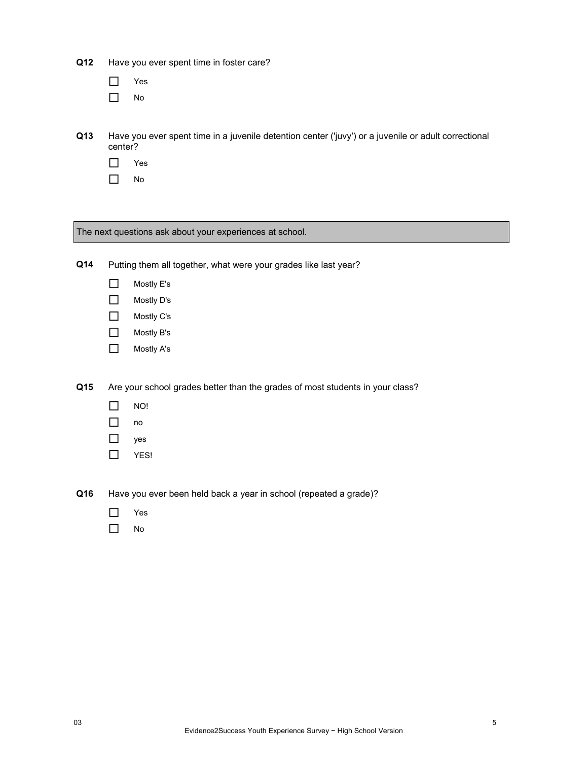**Q12** Have you ever spent time in foster care?

- ☐ Yes
- ☐ No

**Q13** Have you ever spent time in a juvenile detention center ('juvy') or a juvenile or adult correctional center?

- ☐ Yes
- ☐ No

The next questions ask about your experiences at school.

**Q14** Putting them all together, what were your grades like last year?

- ☐ Mostly E's
- ☐ Mostly D's
- ☐ Mostly C's
- ☐ Mostly B's
- ☐ Mostly A's

**Q15** Are your school grades better than the grades of most students in your class?

- ☐ NO!
- ☐ no
- ☐ yes
- ☐ YES!

**Q16** Have you ever been held back a year in school (repeated a grade)?

- ☐ Yes
- ☐ No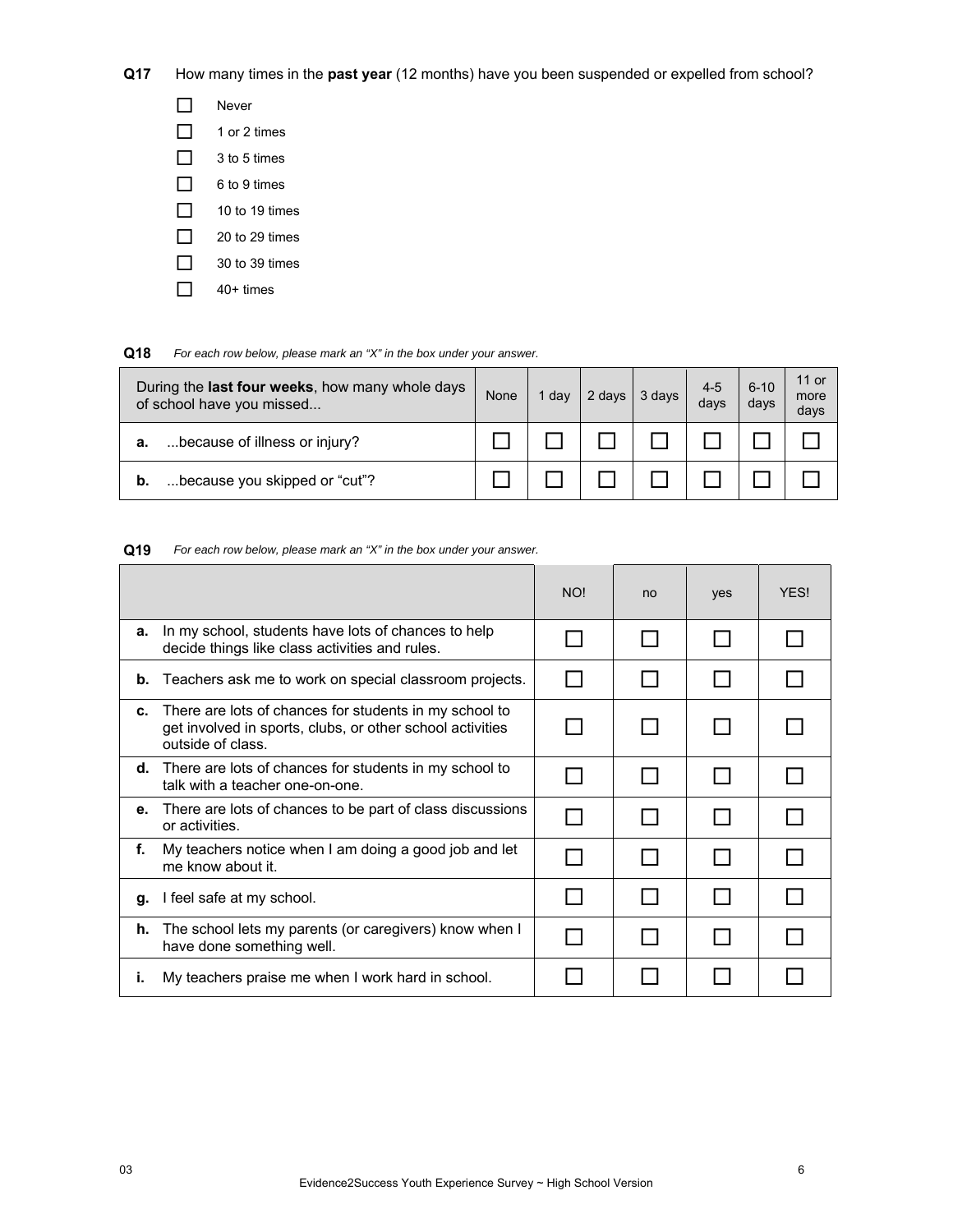**Q17** How many times in the **past year** (12 months) have you been suspended or expelled from school?

- ☐ Never
- ☐ 1 or 2 times
- ☐ 3 to 5 times
- ☐ 6 to 9 times
- ☐ 10 to 19 times
- ☐ 20 to 29 times
- ☐ 30 to 39 times
- ☐ 40+ times

**Q18** *For each row below, please mark an "X" in the box under your answer.*

| During the **last four weeks**, how many whole days of school have you missed... | None | 1 day | 2 days | 3 days | 4-5 days | 6-10 days | 11 or more days |
|---|---|---|---|---|---|---|---|
| **a.** ...because of illness or injury? | ☐ | ☐ | ☐ | ☐ | ☐ | ☐ | ☐ |
| **b.** ...because you skipped or "cut"? | ☐ | ☐ | ☐ | ☐ | ☐ | ☐ | ☐ |

**Q19** *For each row below, please mark an "X" in the box under your answer.*

| | NO! | no | yes | YES! |
|---|---|---|---|---|
| **a.** In my school, students have lots of chances to help decide things like class activities and rules. | ☐ | ☐ | ☐ | ☐ |
| **b.** Teachers ask me to work on special classroom projects. | ☐ | ☐ | ☐ | ☐ |
| **c.** There are lots of chances for students in my school to get involved in sports, clubs, or other school activities outside of class. | ☐ | ☐ | ☐ | ☐ |
| **d.** There are lots of chances for students in my school to talk with a teacher one-on-one. | ☐ | ☐ | ☐ | ☐ |
| **e.** There are lots of chances to be part of class discussions or activities. | ☐ | ☐ | ☐ | ☐ |
| **f.** My teachers notice when I am doing a good job and let me know about it. | ☐ | ☐ | ☐ | ☐ |
| **g.** I feel safe at my school. | ☐ | ☐ | ☐ | ☐ |
| **h.** The school lets my parents (or caregivers) know when I have done something well. | ☐ | ☐ | ☐ | ☐ |
| **i.** My teachers praise me when I work hard in school. | ☐ | ☐ | ☐ | ☐ |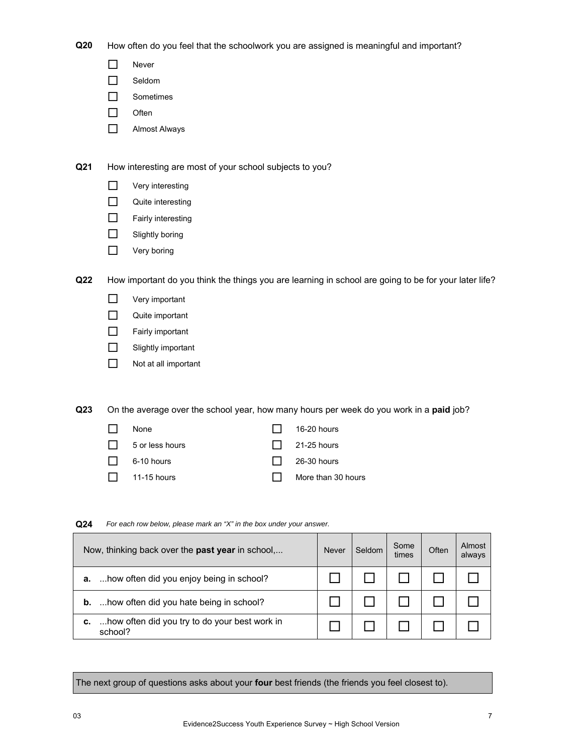**Q20** How often do you feel that the schoolwork you are assigned is meaningful and important?

- ☐ Never
- ☐ Seldom
- ☐ Sometimes
- ☐ Often
- ☐ Almost Always

**Q21** How interesting are most of your school subjects to you?

- ☐ Very interesting
- ☐ Quite interesting
- ☐ Fairly interesting
- ☐ Slightly boring
- ☐ Very boring

**Q22** How important do you think the things you are learning in school are going to be for your later life?

- ☐ Very important
- ☐ Quite important
- ☐ Fairly important
- ☐ Slightly important
- ☐ Not at all important

**Q23** On the average over the school year, how many hours per week do you work in a **paid** job?

- ☐ None
- ☐ 5 or less hours
- ☐ 6-10 hours
- ☐ 11-15 hours
- ☐ 16-20 hours
- ☐ 21-25 hours
- ☐ 26-30 hours
- ☐ More than 30 hours

**Q24** *For each row below, please mark an "X" in the box under your answer.*

| Now, thinking back over the **past year** in school,... | Never | Seldom | Some times | Often | Almost always |
|---|---|---|---|---|---|
| **a.** ...how often did you enjoy being in school? | ☐ | ☐ | ☐ | ☐ | ☐ |
| **b.** ...how often did you hate being in school? | ☐ | ☐ | ☐ | ☐ | ☐ |
| **c.** ...how often did you try to do your best work in school? | ☐ | ☐ | ☐ | ☐ | ☐ |

The next group of questions asks about your **four** best friends (the friends you feel closest to).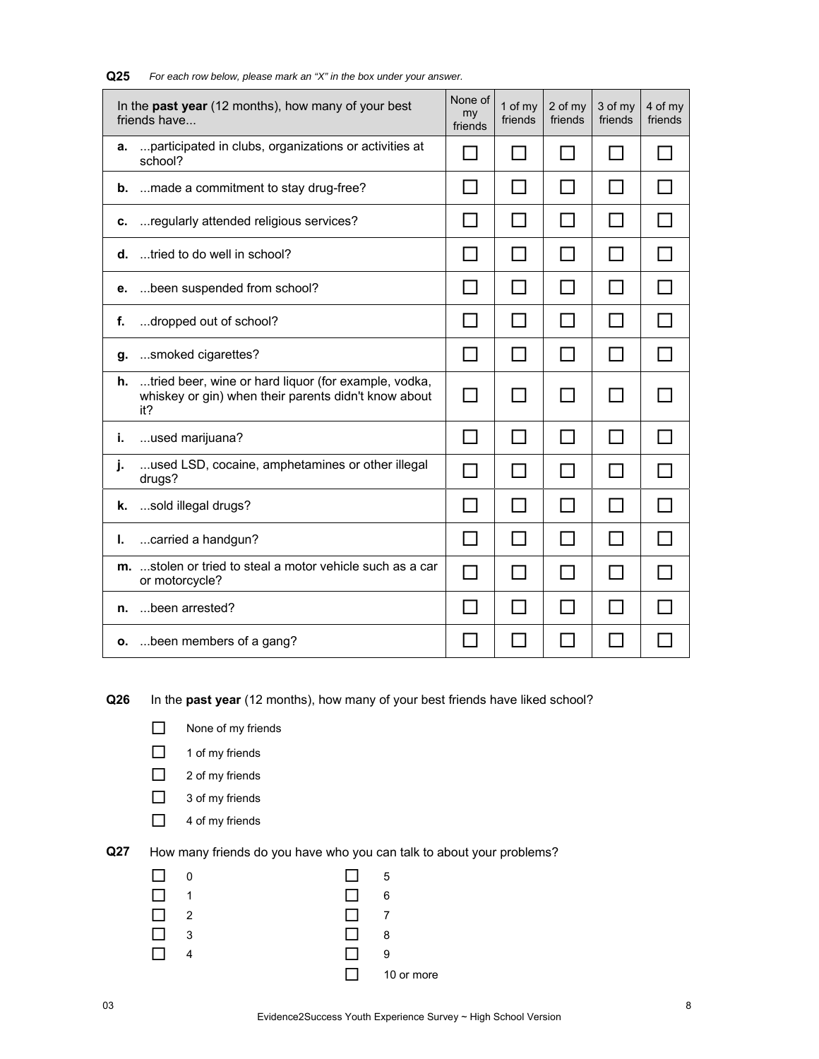**Q25** *For each row below, please mark an "X" in the box under your answer.*

| In the **past year** (12 months), how many of your best friends have... | None of my friends | 1 of my friends | 2 of my friends | 3 of my friends | 4 of my friends |
|---|---|---|---|---|---|
| **a.** ...participated in clubs, organizations or activities at school? | ☐ | ☐ | ☐ | ☐ | ☐ |
| **b.** ...made a commitment to stay drug-free? | ☐ | ☐ | ☐ | ☐ | ☐ |
| **c.** ...regularly attended religious services? | ☐ | ☐ | ☐ | ☐ | ☐ |
| **d.** ...tried to do well in school? | ☐ | ☐ | ☐ | ☐ | ☐ |
| **e.** ...been suspended from school? | ☐ | ☐ | ☐ | ☐ | ☐ |
| **f.** ...dropped out of school? | ☐ | ☐ | ☐ | ☐ | ☐ |
| **g.** ...smoked cigarettes? | ☐ | ☐ | ☐ | ☐ | ☐ |
| **h.** ...tried beer, wine or hard liquor (for example, vodka, whiskey or gin) when their parents didn't know about it? | ☐ | ☐ | ☐ | ☐ | ☐ |
| **i.** ...used marijuana? | ☐ | ☐ | ☐ | ☐ | ☐ |
| **j.** ...used LSD, cocaine, amphetamines or other illegal drugs? | ☐ | ☐ | ☐ | ☐ | ☐ |
| **k.** ...sold illegal drugs? | ☐ | ☐ | ☐ | ☐ | ☐ |
| **l.** ...carried a handgun? | ☐ | ☐ | ☐ | ☐ | ☐ |
| **m.** ...stolen or tried to steal a motor vehicle such as a car or motorcycle? | ☐ | ☐ | ☐ | ☐ | ☐ |
| **n.** ...been arrested? | ☐ | ☐ | ☐ | ☐ | ☐ |
| **o.** ...been members of a gang? | ☐ | ☐ | ☐ | ☐ | ☐ |

**Q26** In the **past year** (12 months), how many of your best friends have liked school?

- ☐ None of my friends
- ☐ 1 of my friends
- ☐ 2 of my friends
- ☐ 3 of my friends
- ☐ 4 of my friends

**Q27** How many friends do you have who you can talk to about your problems?

- ☐ 0
- ☐ 1
- ☐ 2
- ☐ 3
- ☐ 4
- ☐ 5
- ☐ 6
- ☐ 7
- ☐ 8
- ☐ 9
- ☐ 10 or more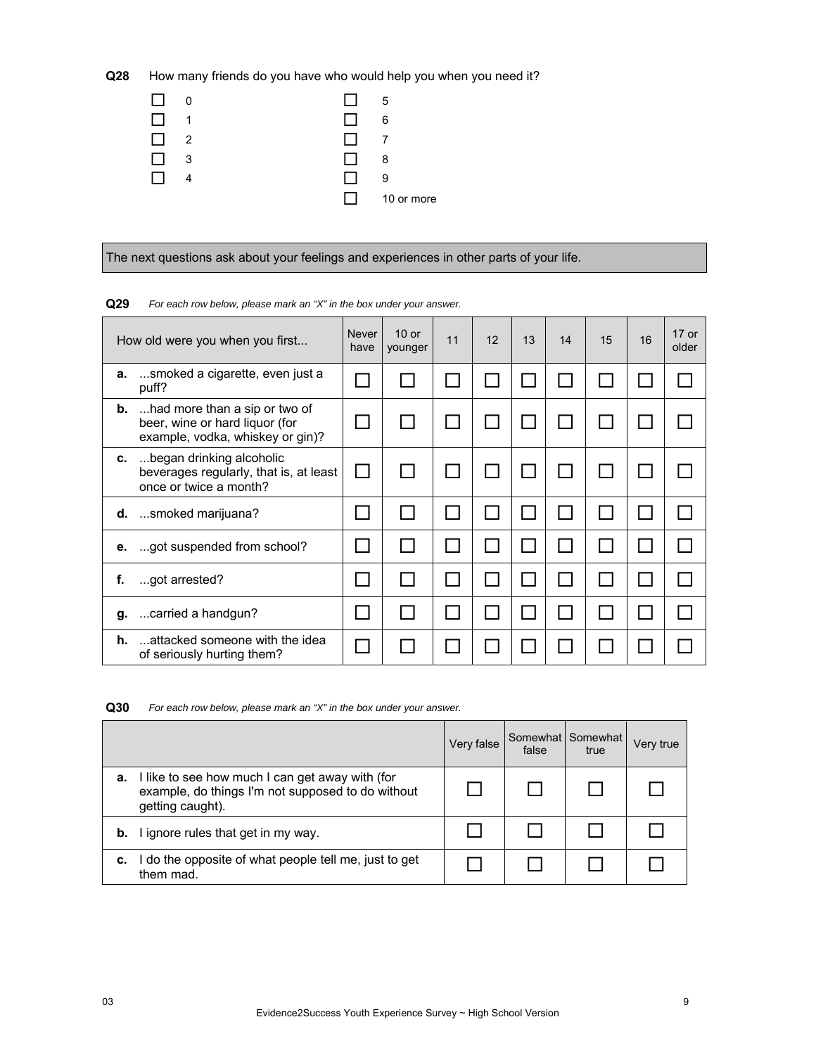**Q28** How many friends do you have who would help you when you need it?

- ☐ 0
- ☐ 1
- ☐ 2
- ☐ 3
- ☐ 4
- ☐ 5
- ☐ 6
- ☐ 7
- ☐ 8
- ☐ 9
- ☐ 10 or more

The next questions ask about your feelings and experiences in other parts of your life.

**Q29** *For each row below, please mark an "X" in the box under your answer.*

| How old were you when you first... | Never have | 10 or younger | 11 | 12 | 13 | 14 | 15 | 16 | 17 or older |
|---|---|---|---|---|---|---|---|---|---|
| **a.** ...smoked a cigarette, even just a puff? | ☐ | ☐ | ☐ | ☐ | ☐ | ☐ | ☐ | ☐ | ☐ |
| **b.** ...had more than a sip or two of beer, wine or hard liquor (for example, vodka, whiskey or gin)? | ☐ | ☐ | ☐ | ☐ | ☐ | ☐ | ☐ | ☐ | ☐ |
| **c.** ...began drinking alcoholic beverages regularly, that is, at least once or twice a month? | ☐ | ☐ | ☐ | ☐ | ☐ | ☐ | ☐ | ☐ | ☐ |
| **d.** ...smoked marijuana? | ☐ | ☐ | ☐ | ☐ | ☐ | ☐ | ☐ | ☐ | ☐ |
| **e.** ...got suspended from school? | ☐ | ☐ | ☐ | ☐ | ☐ | ☐ | ☐ | ☐ | ☐ |
| **f.** ...got arrested? | ☐ | ☐ | ☐ | ☐ | ☐ | ☐ | ☐ | ☐ | ☐ |
| **g.** ...carried a handgun? | ☐ | ☐ | ☐ | ☐ | ☐ | ☐ | ☐ | ☐ | ☐ |
| **h.** ...attacked someone with the idea of seriously hurting them? | ☐ | ☐ | ☐ | ☐ | ☐ | ☐ | ☐ | ☐ | ☐ |

**Q30** *For each row below, please mark an "X" in the box under your answer.*

| | Very false | Somewhat false | Somewhat true | Very true |
|---|---|---|---|---|
| **a.** I like to see how much I can get away with (for example, do things I'm not supposed to do without getting caught). | ☐ | ☐ | ☐ | ☐ |
| **b.** I ignore rules that get in my way. | ☐ | ☐ | ☐ | ☐ |
| **c.** I do the opposite of what people tell me, just to get them mad. | ☐ | ☐ | ☐ | ☐ |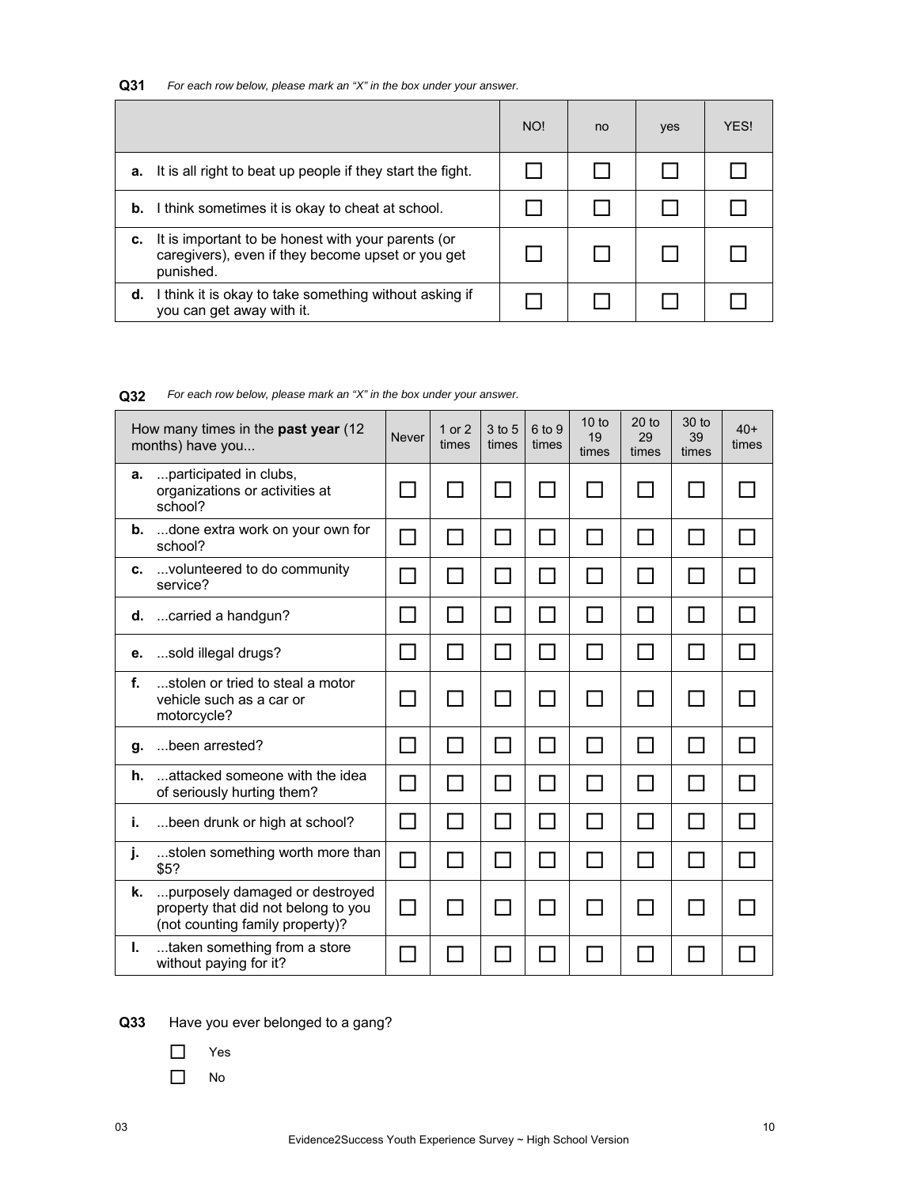**Q31** *For each row below, please mark an "X" in the box under your answer.*

| | NO! | no | yes | YES! |
|---|---|---|---|---|
| **a.** It is all right to beat up people if they start the fight. | ☐ | ☐ | ☐ | ☐ |
| **b.** I think sometimes it is okay to cheat at school. | ☐ | ☐ | ☐ | ☐ |
| **c.** It is important to be honest with your parents (or caregivers), even if they become upset or you get punished. | ☐ | ☐ | ☐ | ☐ |
| **d.** I think it is okay to take something without asking if you can get away with it. | ☐ | ☐ | ☐ | ☐ |

**Q32** *For each row below, please mark an "X" in the box under your answer.*

| How many times in the **past year** (12 months) have you... | Never | 1 or 2 times | 3 to 5 times | 6 to 9 times | 10 to 19 times | 20 to 29 times | 30 to 39 times | 40+ times |
|---|---|---|---|---|---|---|---|---|
| **a.** ...participated in clubs, organizations or activities at school? | ☐ | ☐ | ☐ | ☐ | ☐ | ☐ | ☐ | ☐ |
| **b.** ...done extra work on your own for school? | ☐ | ☐ | ☐ | ☐ | ☐ | ☐ | ☐ | ☐ |
| **c.** ...volunteered to do community service? | ☐ | ☐ | ☐ | ☐ | ☐ | ☐ | ☐ | ☐ |
| **d.** ...carried a handgun? | ☐ | ☐ | ☐ | ☐ | ☐ | ☐ | ☐ | ☐ |
| **e.** ...sold illegal drugs? | ☐ | ☐ | ☐ | ☐ | ☐ | ☐ | ☐ | ☐ |
| **f.** ...stolen or tried to steal a motor vehicle such as a car or motorcycle? | ☐ | ☐ | ☐ | ☐ | ☐ | ☐ | ☐ | ☐ |
| **g.** ...been arrested? | ☐ | ☐ | ☐ | ☐ | ☐ | ☐ | ☐ | ☐ |
| **h.** ...attacked someone with the idea of seriously hurting them? | ☐ | ☐ | ☐ | ☐ | ☐ | ☐ | ☐ | ☐ |
| **i.** ...been drunk or high at school? | ☐ | ☐ | ☐ | ☐ | ☐ | ☐ | ☐ | ☐ |
| **j.** ...stolen something worth more than $5? | ☐ | ☐ | ☐ | ☐ | ☐ | ☐ | ☐ | ☐ |
| **k.** ...purposely damaged or destroyed property that did not belong to you (not counting family property)? | ☐ | ☐ | ☐ | ☐ | ☐ | ☐ | ☐ | ☐ |
| **l.** ...taken something from a store without paying for it? | ☐ | ☐ | ☐ | ☐ | ☐ | ☐ | ☐ | ☐ |

**Q33** Have you ever belonged to a gang?

- ☐ Yes
- ☐ No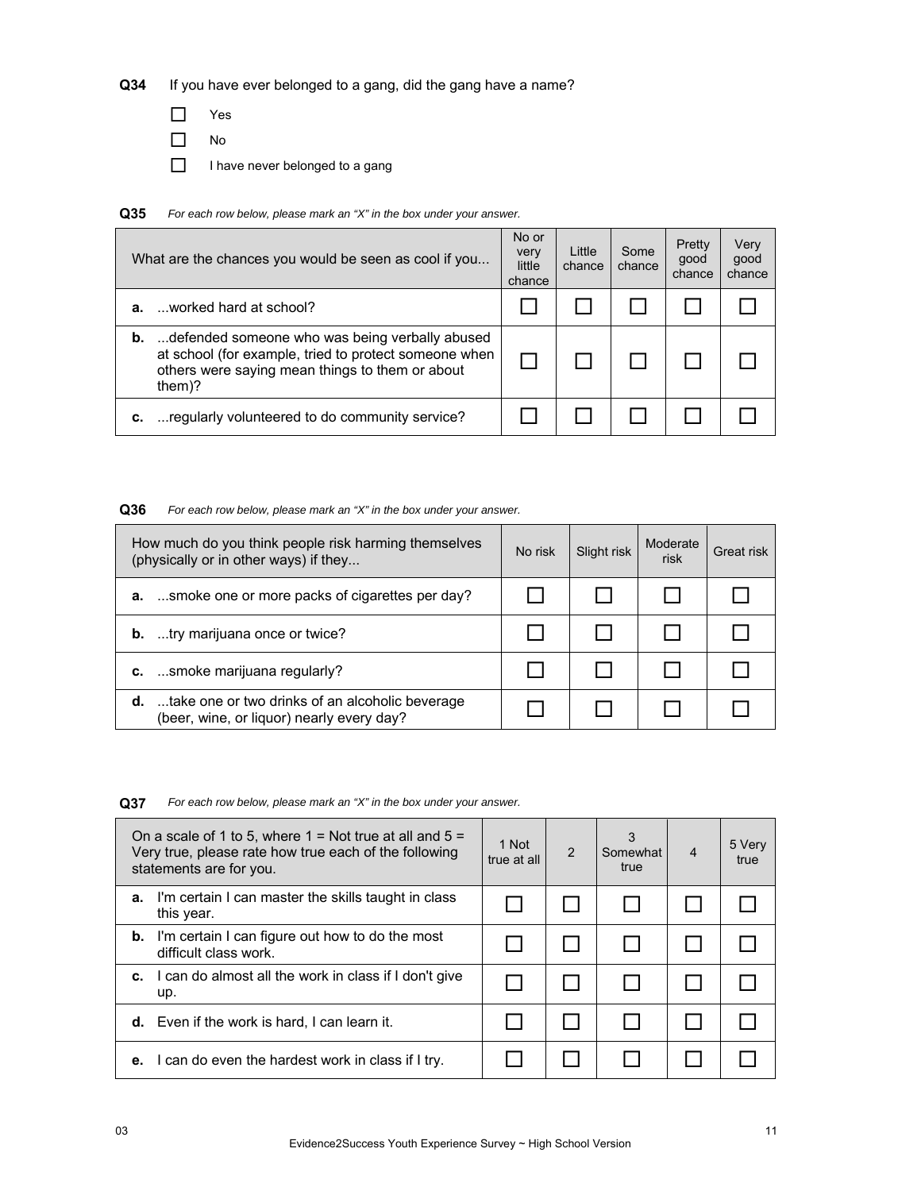**Q34** If you have ever belonged to a gang, did the gang have a name?

- ☐ Yes
- ☐ No
- ☐ I have never belonged to a gang

**Q35** *For each row below, please mark an "X" in the box under your answer.*

| What are the chances you would be seen as cool if you... | No or very little chance | Little chance | Some chance | Pretty good chance | Very good chance |
|---|---|---|---|---|---|
| **a.** ...worked hard at school? | ☐ | ☐ | ☐ | ☐ | ☐ |
| **b.** ...defended someone who was being verbally abused at school (for example, tried to protect someone when others were saying mean things to them or about them)? | ☐ | ☐ | ☐ | ☐ | ☐ |
| **c.** ...regularly volunteered to do community service? | ☐ | ☐ | ☐ | ☐ | ☐ |

**Q36** *For each row below, please mark an "X" in the box under your answer.*

| How much do you think people risk harming themselves (physically or in other ways) if they... | No risk | Slight risk | Moderate risk | Great risk |
|---|---|---|---|---|
| **a.** ...smoke one or more packs of cigarettes per day? | ☐ | ☐ | ☐ | ☐ |
| **b.** ...try marijuana once or twice? | ☐ | ☐ | ☐ | ☐ |
| **c.** ...smoke marijuana regularly? | ☐ | ☐ | ☐ | ☐ |
| **d.** ...take one or two drinks of an alcoholic beverage (beer, wine, or liquor) nearly every day? | ☐ | ☐ | ☐ | ☐ |

**Q37** *For each row below, please mark an "X" in the box under your answer.*

| On a scale of 1 to 5, where 1 = Not true at all and 5 = Very true, please rate how true each of the following statements are for you. | 1 Not true at all | 2 | 3 Somewhat true | 4 | 5 Very true |
|---|---|---|---|---|---|
| **a.** I'm certain I can master the skills taught in class this year. | ☐ | ☐ | ☐ | ☐ | ☐ |
| **b.** I'm certain I can figure out how to do the most difficult class work. | ☐ | ☐ | ☐ | ☐ | ☐ |
| **c.** I can do almost all the work in class if I don't give up. | ☐ | ☐ | ☐ | ☐ | ☐ |
| **d.** Even if the work is hard, I can learn it. | ☐ | ☐ | ☐ | ☐ | ☐ |
| **e.** I can do even the hardest work in class if I try. | ☐ | ☐ | ☐ | ☐ | ☐ |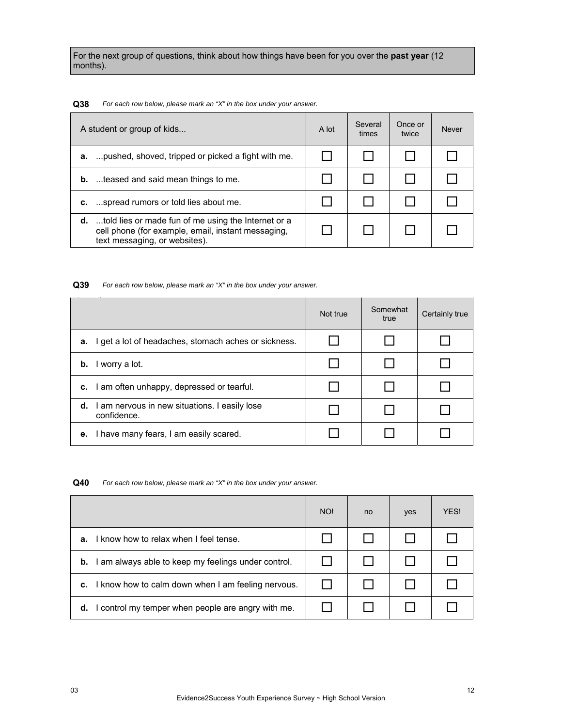For the next group of questions, think about how things have been for you over the **past year** (12 months).

**Q38** *For each row below, please mark an "X" in the box under your answer.*

| A student or group of kids... | A lot | Several times | Once or twice | Never |
|---|---|---|---|---|
| **a.** ...pushed, shoved, tripped or picked a fight with me. | ☐ | ☐ | ☐ | ☐ |
| **b.** ...teased and said mean things to me. | ☐ | ☐ | ☐ | ☐ |
| **c.** ...spread rumors or told lies about me. | ☐ | ☐ | ☐ | ☐ |
| **d.** ...told lies or made fun of me using the Internet or a cell phone (for example, email, instant messaging, text messaging, or websites). | ☐ | ☐ | ☐ | ☐ |

**Q39** *For each row below, please mark an "X" in the box under your answer.*

| | Not true | Somewhat true | Certainly true |
|---|---|---|---|
| **a.** I get a lot of headaches, stomach aches or sickness. | ☐ | ☐ | ☐ |
| **b.** I worry a lot. | ☐ | ☐ | ☐ |
| **c.** I am often unhappy, depressed or tearful. | ☐ | ☐ | ☐ |
| **d.** I am nervous in new situations. I easily lose confidence. | ☐ | ☐ | ☐ |
| **e.** I have many fears, I am easily scared. | ☐ | ☐ | ☐ |

**Q40** *For each row below, please mark an "X" in the box under your answer.*

| | NO! | no | yes | YES! |
|---|---|---|---|---|
| **a.** I know how to relax when I feel tense. | ☐ | ☐ | ☐ | ☐ |
| **b.** I am always able to keep my feelings under control. | ☐ | ☐ | ☐ | ☐ |
| **c.** I know how to calm down when I am feeling nervous. | ☐ | ☐ | ☐ | ☐ |
| **d.** I control my temper when people are angry with me. | ☐ | ☐ | ☐ | ☐ |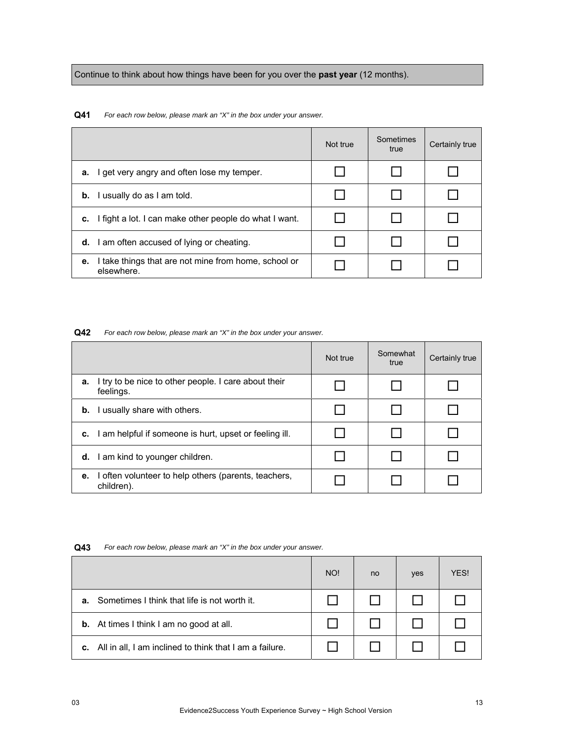Continue to think about how things have been for you over the **past year** (12 months).

**Q41** *For each row below, please mark an "X" in the box under your answer.*

| | Not true | Sometimes true | Certainly true |
|---|---|---|---|
| **a.** I get very angry and often lose my temper. | ☐ | ☐ | ☐ |
| **b.** I usually do as I am told. | ☐ | ☐ | ☐ |
| **c.** I fight a lot. I can make other people do what I want. | ☐ | ☐ | ☐ |
| **d.** I am often accused of lying or cheating. | ☐ | ☐ | ☐ |
| **e.** I take things that are not mine from home, school or elsewhere. | ☐ | ☐ | ☐ |

**Q42** *For each row below, please mark an "X" in the box under your answer.*

| | Not true | Somewhat true | Certainly true |
|---|---|---|---|
| **a.** I try to be nice to other people. I care about their feelings. | ☐ | ☐ | ☐ |
| **b.** I usually share with others. | ☐ | ☐ | ☐ |
| **c.** I am helpful if someone is hurt, upset or feeling ill. | ☐ | ☐ | ☐ |
| **d.** I am kind to younger children. | ☐ | ☐ | ☐ |
| **e.** I often volunteer to help others (parents, teachers, children). | ☐ | ☐ | ☐ |

**Q43** *For each row below, please mark an "X" in the box under your answer.*

| | NO! | no | yes | YES! |
|---|---|---|---|---|
| **a.** Sometimes I think that life is not worth it. | ☐ | ☐ | ☐ | ☐ |
| **b.** At times I think I am no good at all. | ☐ | ☐ | ☐ | ☐ |
| **c.** All in all, I am inclined to think that I am a failure. | ☐ | ☐ | ☐ | ☐ |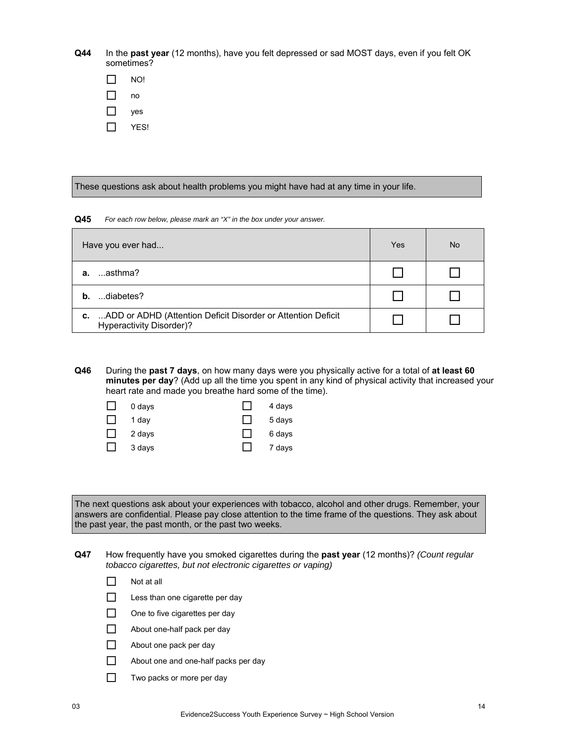**Q44** In the **past year** (12 months), have you felt depressed or sad MOST days, even if you felt OK sometimes?

- ☐ NO!
- ☐ no
- ☐ yes
- ☐ YES!

These questions ask about health problems you might have had at any time in your life.

**Q45** *For each row below, please mark an "X" in the box under your answer.*

| Have you ever had... | Yes | No |
|---|---|---|
| **a.** ...asthma? | ☐ | ☐ |
| **b.** ...diabetes? | ☐ | ☐ |
| **c.** ...ADD or ADHD (Attention Deficit Disorder or Attention Deficit Hyperactivity Disorder)? | ☐ | ☐ |

**Q46** During the **past 7 days**, on how many days were you physically active for a total of **at least 60 minutes per day**? (Add up all the time you spent in any kind of physical activity that increased your heart rate and made you breathe hard some of the time).

- ☐ 0 days
- ☐ 1 day
- ☐ 2 days
- ☐ 3 days
- ☐ 4 days
- ☐ 5 days
- ☐ 6 days
- ☐ 7 days

The next questions ask about your experiences with tobacco, alcohol and other drugs. Remember, your answers are confidential. Please pay close attention to the time frame of the questions. They ask about the past year, the past month, or the past two weeks.

**Q47** How frequently have you smoked cigarettes during the **past year** (12 months)? *(Count regular tobacco cigarettes, but not electronic cigarettes or vaping)*

- ☐ Not at all
- ☐ Less than one cigarette per day
- ☐ One to five cigarettes per day
- ☐ About one-half pack per day
- ☐ About one pack per day
- ☐ About one and one-half packs per day
- ☐ Two packs or more per day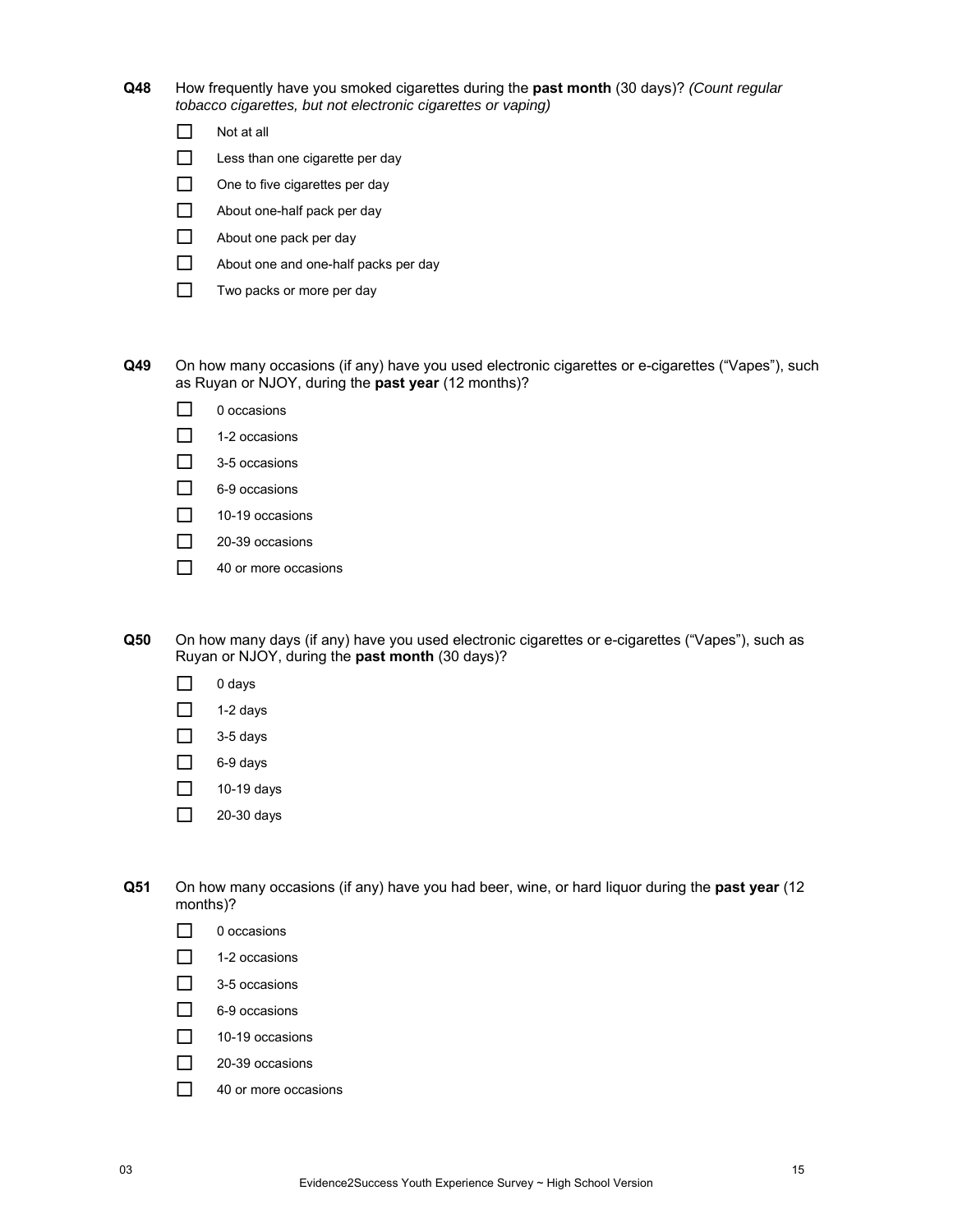**Q48** How frequently have you smoked cigarettes during the **past month** (30 days)? *(Count regular tobacco cigarettes, but not electronic cigarettes or vaping)*

- ☐ Not at all
- ☐ Less than one cigarette per day
- ☐ One to five cigarettes per day
- ☐ About one-half pack per day
- ☐ About one pack per day
- ☐ About one and one-half packs per day
- ☐ Two packs or more per day

**Q49** On how many occasions (if any) have you used electronic cigarettes or e-cigarettes ("Vapes"), such as Ruyan or NJOY, during the **past year** (12 months)?

- ☐ 0 occasions
- ☐ 1-2 occasions
- ☐ 3-5 occasions
- ☐ 6-9 occasions
- ☐ 10-19 occasions
- ☐ 20-39 occasions
- ☐ 40 or more occasions

**Q50** On how many days (if any) have you used electronic cigarettes or e-cigarettes ("Vapes"), such as Ruyan or NJOY, during the **past month** (30 days)?

- ☐ 0 days
- ☐ 1-2 days
- ☐ 3-5 days
- ☐ 6-9 days
- ☐ 10-19 days
- ☐ 20-30 days

**Q51** On how many occasions (if any) have you had beer, wine, or hard liquor during the **past year** (12 months)?

- ☐ 0 occasions
- ☐ 1-2 occasions
- ☐ 3-5 occasions
- ☐ 6-9 occasions
- ☐ 10-19 occasions
- ☐ 20-39 occasions
- ☐ 40 or more occasions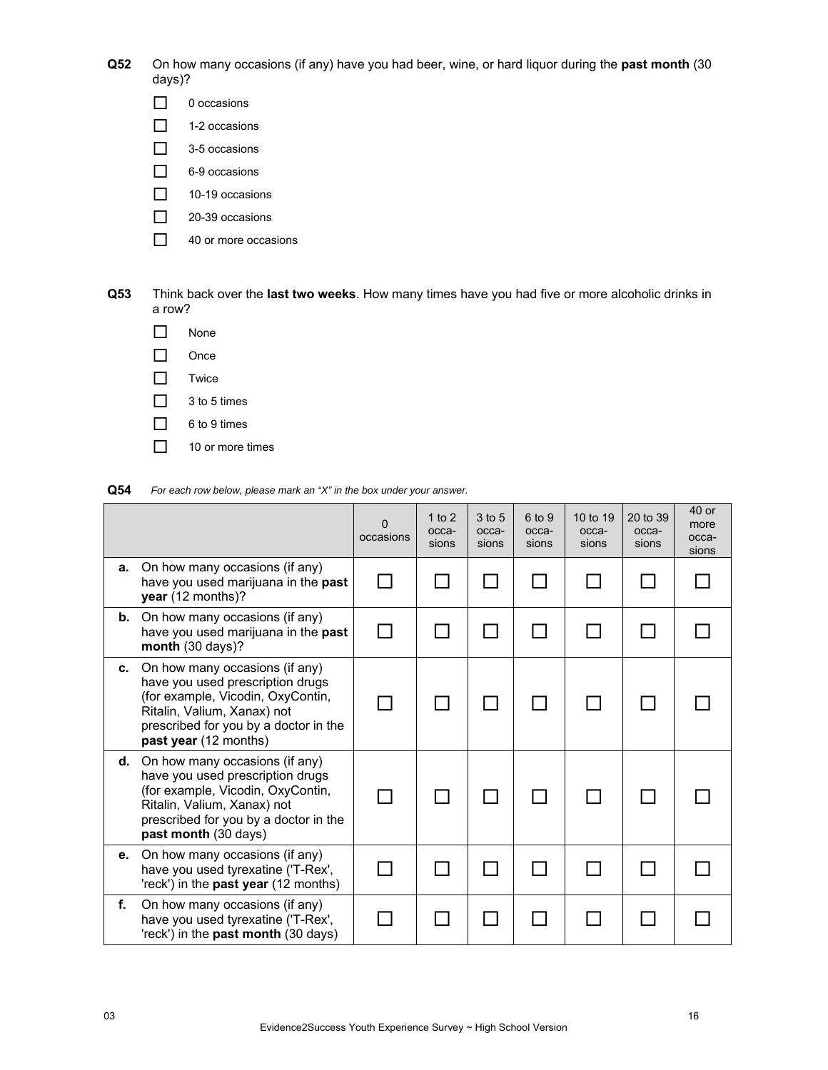**Q52** On how many occasions (if any) have you had beer, wine, or hard liquor during the **past month** (30 days)?

- ☐ 0 occasions
- ☐ 1-2 occasions
- ☐ 3-5 occasions
- ☐ 6-9 occasions
- ☐ 10-19 occasions
- ☐ 20-39 occasions
- ☐ 40 or more occasions

**Q53** Think back over the **last two weeks**. How many times have you had five or more alcoholic drinks in a row?

- ☐ None
- ☐ Once
- ☐ Twice
- ☐ 3 to 5 times
- ☐ 6 to 9 times
- ☐ 10 or more times

**Q54** *For each row below, please mark an "X" in the box under your answer.*

| | 0 occasions | 1 to 2 occa-sions | 3 to 5 occa-sions | 6 to 9 occa-sions | 10 to 19 occa-sions | 20 to 39 occa-sions | 40 or more occa-sions |
|---|---|---|---|---|---|---|---|
| **a.** On how many occasions (if any) have you used marijuana in the **past year** (12 months)? | ☐ | ☐ | ☐ | ☐ | ☐ | ☐ | ☐ |
| **b.** On how many occasions (if any) have you used marijuana in the **past month** (30 days)? | ☐ | ☐ | ☐ | ☐ | ☐ | ☐ | ☐ |
| **c.** On how many occasions (if any) have you used prescription drugs (for example, Vicodin, OxyContin, Ritalin, Valium, Xanax) not prescribed for you by a doctor in the **past year** (12 months) | ☐ | ☐ | ☐ | ☐ | ☐ | ☐ | ☐ |
| **d.** On how many occasions (if any) have you used prescription drugs (for example, Vicodin, OxyContin, Ritalin, Valium, Xanax) not prescribed for you by a doctor in the **past month** (30 days) | ☐ | ☐ | ☐ | ☐ | ☐ | ☐ | ☐ |
| **e.** On how many occasions (if any) have you used tyrexatine ('T-Rex', 'reck') in the **past year** (12 months) | ☐ | ☐ | ☐ | ☐ | ☐ | ☐ | ☐ |
| **f.** On how many occasions (if any) have you used tyrexatine ('T-Rex', 'reck') in the **past month** (30 days) | ☐ | ☐ | ☐ | ☐ | ☐ | ☐ | ☐ |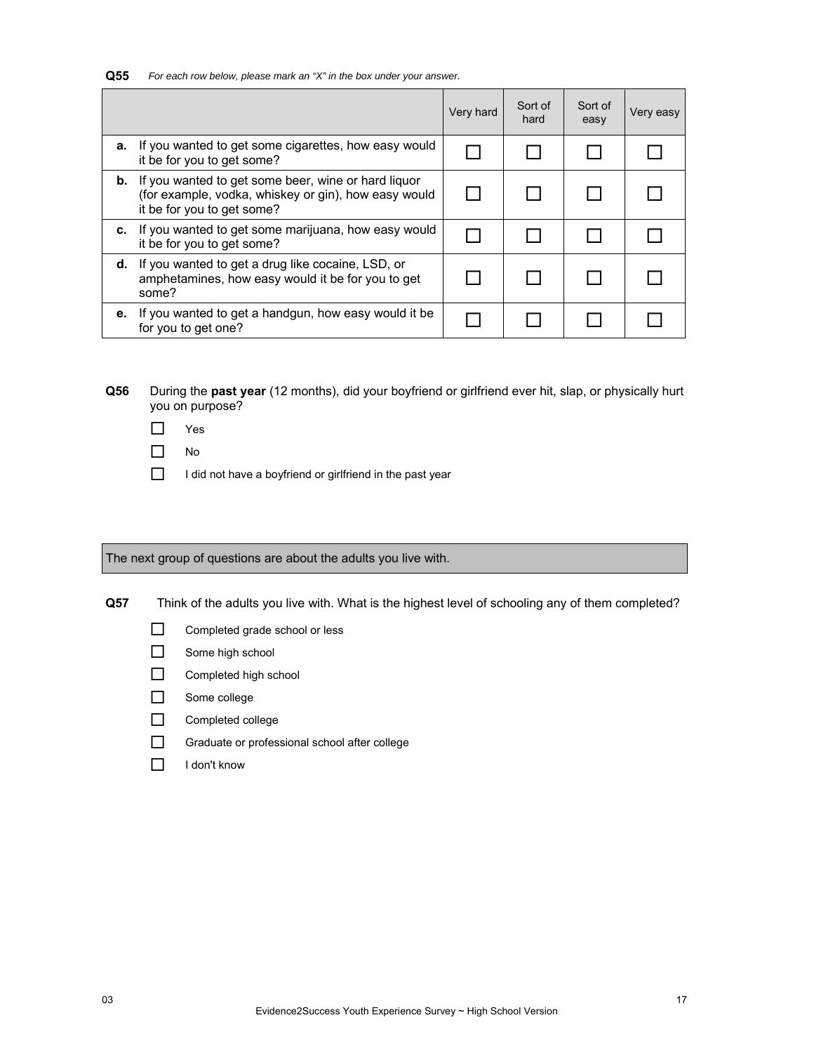**Q55** *For each row below, please mark an "X" in the box under your answer.*

| | Very hard | Sort of hard | Sort of easy | Very easy |
|---|---|---|---|---|
| **a.** If you wanted to get some cigarettes, how easy would it be for you to get some? | ☐ | ☐ | ☐ | ☐ |
| **b.** If you wanted to get some beer, wine or hard liquor (for example, vodka, whiskey or gin), how easy would it be for you to get some? | ☐ | ☐ | ☐ | ☐ |
| **c.** If you wanted to get some marijuana, how easy would it be for you to get some? | ☐ | ☐ | ☐ | ☐ |
| **d.** If you wanted to get a drug like cocaine, LSD, or amphetamines, how easy would it be for you to get some? | ☐ | ☐ | ☐ | ☐ |
| **e.** If you wanted to get a handgun, how easy would it be for you to get one? | ☐ | ☐ | ☐ | ☐ |

**Q56** During the **past year** (12 months), did your boyfriend or girlfriend ever hit, slap, or physically hurt you on purpose?

- ☐ Yes
- ☐ No
- ☐ I did not have a boyfriend or girlfriend in the past year

The next group of questions are about the adults you live with.

**Q57** Think of the adults you live with. What is the highest level of schooling any of them completed?

- ☐ Completed grade school or less
- ☐ Some high school
- ☐ Completed high school
- ☐ Some college
- ☐ Completed college
- ☐ Graduate or professional school after college
- ☐ I don't know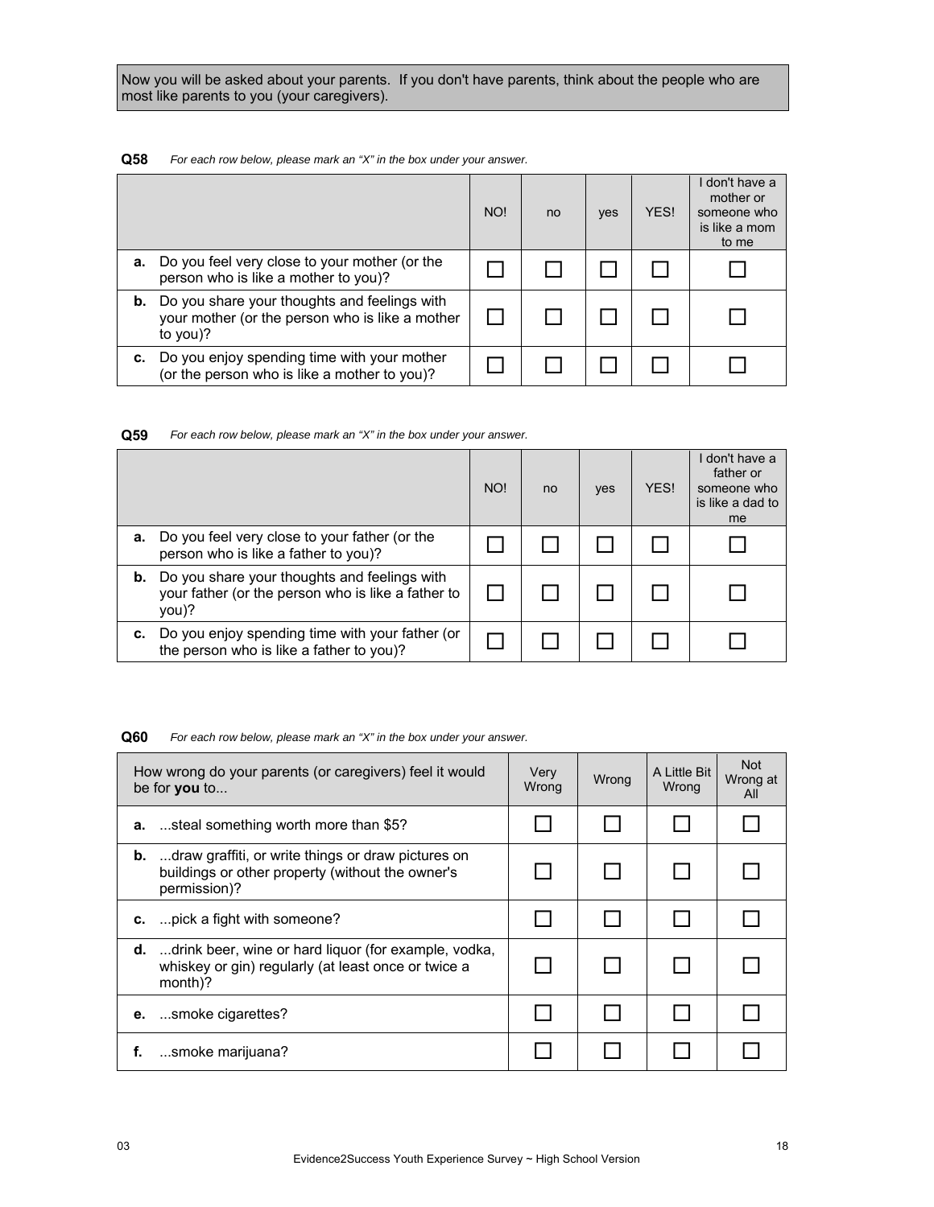Now you will be asked about your parents. If you don't have parents, think about the people who are most like parents to you (your caregivers).

**Q58** *For each row below, please mark an "X" in the box under your answer.*

| | NO! | no | yes | YES! | I don't have a mother or someone who is like a mom to me |
|---|---|---|---|---|---|
| **a.** Do you feel very close to your mother (or the person who is like a mother to you)? | ☐ | ☐ | ☐ | ☐ | ☐ |
| **b.** Do you share your thoughts and feelings with your mother (or the person who is like a mother to you)? | ☐ | ☐ | ☐ | ☐ | ☐ |
| **c.** Do you enjoy spending time with your mother (or the person who is like a mother to you)? | ☐ | ☐ | ☐ | ☐ | ☐ |

**Q59** *For each row below, please mark an "X" in the box under your answer.*

| | NO! | no | yes | YES! | I don't have a father or someone who is like a dad to me |
|---|---|---|---|---|---|
| **a.** Do you feel very close to your father (or the person who is like a father to you)? | ☐ | ☐ | ☐ | ☐ | ☐ |
| **b.** Do you share your thoughts and feelings with your father (or the person who is like a father to you)? | ☐ | ☐ | ☐ | ☐ | ☐ |
| **c.** Do you enjoy spending time with your father (or the person who is like a father to you)? | ☐ | ☐ | ☐ | ☐ | ☐ |

**Q60** *For each row below, please mark an "X" in the box under your answer.*

| How wrong do your parents (or caregivers) feel it would be for **you** to... | Very Wrong | Wrong | A Little Bit Wrong | Not Wrong at All |
|---|---|---|---|---|
| **a.** ...steal something worth more than $5? | ☐ | ☐ | ☐ | ☐ |
| **b.** ...draw graffiti, or write things or draw pictures on buildings or other property (without the owner's permission)? | ☐ | ☐ | ☐ | ☐ |
| **c.** ...pick a fight with someone? | ☐ | ☐ | ☐ | ☐ |
| **d.** ...drink beer, wine or hard liquor (for example, vodka, whiskey or gin) regularly (at least once or twice a month)? | ☐ | ☐ | ☐ | ☐ |
| **e.** ...smoke cigarettes? | ☐ | ☐ | ☐ | ☐ |
| **f.** ...smoke marijuana? | ☐ | ☐ | ☐ | ☐ |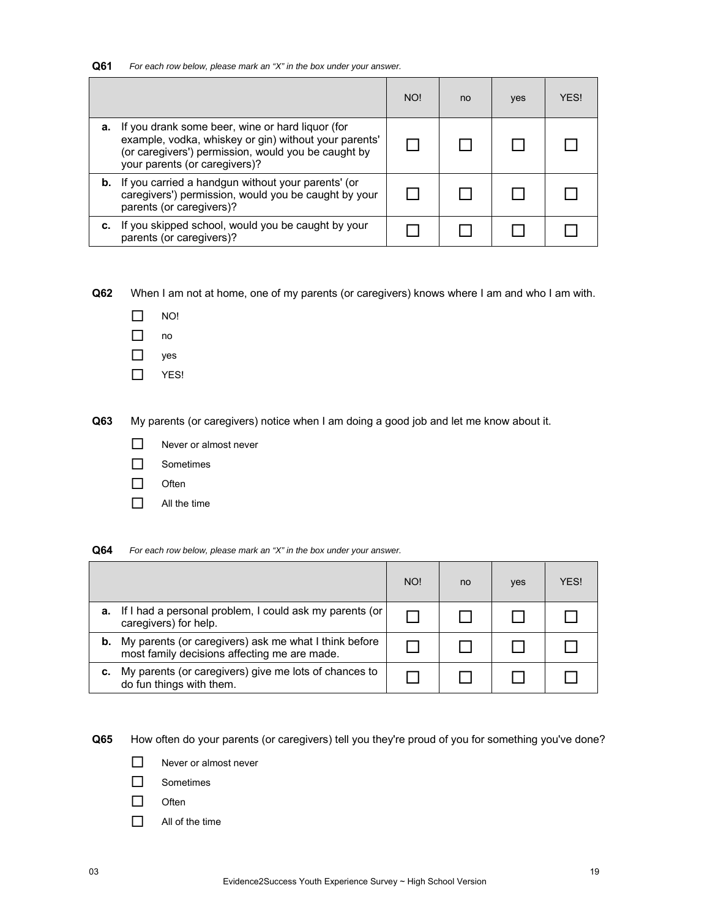**Q61** *For each row below, please mark an "X" in the box under your answer.*

| | NO! | no | yes | YES! |
|---|---|---|---|---|
| **a.** If you drank some beer, wine or hard liquor (for example, vodka, whiskey or gin) without your parents' (or caregivers') permission, would you be caught by your parents (or caregivers)? | ☐ | ☐ | ☐ | ☐ |
| **b.** If you carried a handgun without your parents' (or caregivers') permission, would you be caught by your parents (or caregivers)? | ☐ | ☐ | ☐ | ☐ |
| **c.** If you skipped school, would you be caught by your parents (or caregivers)? | ☐ | ☐ | ☐ | ☐ |

**Q62** When I am not at home, one of my parents (or caregivers) knows where I am and who I am with.

- ☐ NO!
- ☐ no
- ☐ yes
- ☐ YES!

**Q63** My parents (or caregivers) notice when I am doing a good job and let me know about it.

- ☐ Never or almost never
- ☐ Sometimes
- ☐ Often
- ☐ All the time

**Q64** *For each row below, please mark an "X" in the box under your answer.*

| | NO! | no | yes | YES! |
|---|---|---|---|---|
| **a.** If I had a personal problem, I could ask my parents (or caregivers) for help. | ☐ | ☐ | ☐ | ☐ |
| **b.** My parents (or caregivers) ask me what I think before most family decisions affecting me are made. | ☐ | ☐ | ☐ | ☐ |
| **c.** My parents (or caregivers) give me lots of chances to do fun things with them. | ☐ | ☐ | ☐ | ☐ |

**Q65** How often do your parents (or caregivers) tell you they're proud of you for something you've done?

- ☐ Never or almost never
- ☐ Sometimes
- ☐ Often
- ☐ All of the time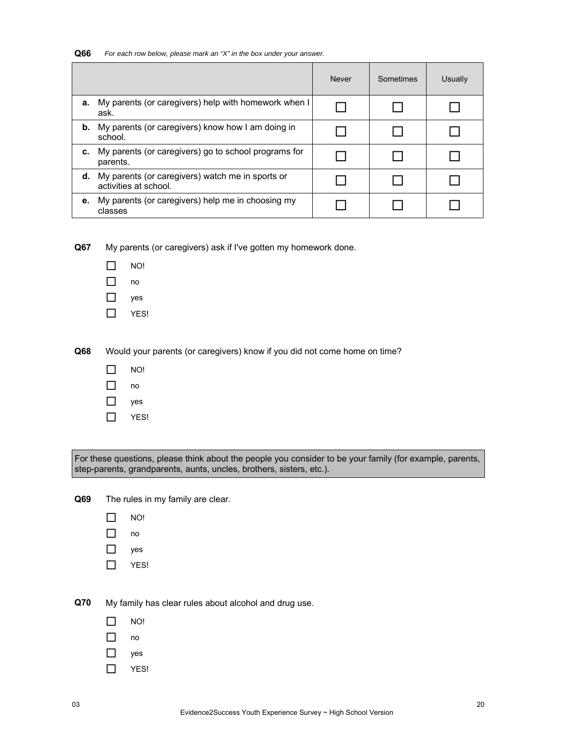**Q66** *For each row below, please mark an "X" in the box under your answer.*

| | Never | Sometimes | Usually |
|---|---|---|---|
| **a.** My parents (or caregivers) help with homework when I ask. | ☐ | ☐ | ☐ |
| **b.** My parents (or caregivers) know how I am doing in school. | ☐ | ☐ | ☐ |
| **c.** My parents (or caregivers) go to school programs for parents. | ☐ | ☐ | ☐ |
| **d.** My parents (or caregivers) watch me in sports or activities at school. | ☐ | ☐ | ☐ |
| **e.** My parents (or caregivers) help me in choosing my classes | ☐ | ☐ | ☐ |

**Q67** My parents (or caregivers) ask if I've gotten my homework done.

- ☐ NO!
- ☐ no
- ☐ yes
- ☐ YES!

**Q68** Would your parents (or caregivers) know if you did not come home on time?

- ☐ NO!
- ☐ no
- ☐ yes
- ☐ YES!

For these questions, please think about the people you consider to be your family (for example, parents, step-parents, grandparents, aunts, uncles, brothers, sisters, etc.).

**Q69** The rules in my family are clear.

- ☐ NO!
- ☐ no
- ☐ yes
- ☐ YES!

**Q70** My family has clear rules about alcohol and drug use.

- ☐ NO!
- ☐ no
- ☐ yes
- ☐ YES!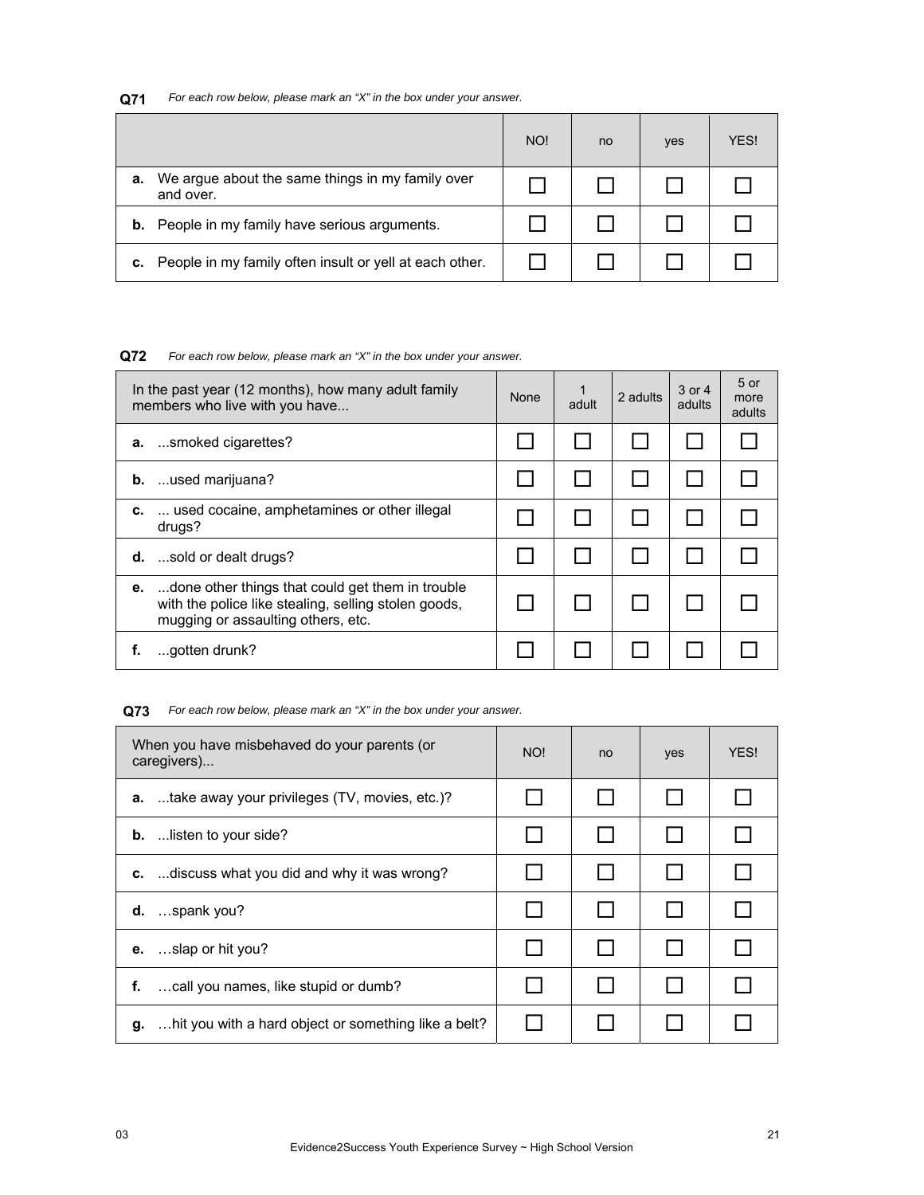**Q71** *For each row below, please mark an "X" in the box under your answer.*

| | NO! | no | yes | YES! |
|---|---|---|---|---|
| **a.** We argue about the same things in my family over and over. | ☐ | ☐ | ☐ | ☐ |
| **b.** People in my family have serious arguments. | ☐ | ☐ | ☐ | ☐ |
| **c.** People in my family often insult or yell at each other. | ☐ | ☐ | ☐ | ☐ |

**Q72** *For each row below, please mark an "X" in the box under your answer.*

| In the past year (12 months), how many adult family members who live with you have... | None | 1 adult | 2 adults | 3 or 4 adults | 5 or more adults |
|---|---|---|---|---|---|
| **a.** ...smoked cigarettes? | ☐ | ☐ | ☐ | ☐ | ☐ |
| **b.** ...used marijuana? | ☐ | ☐ | ☐ | ☐ | ☐ |
| **c.** ... used cocaine, amphetamines or other illegal drugs? | ☐ | ☐ | ☐ | ☐ | ☐ |
| **d.** ...sold or dealt drugs? | ☐ | ☐ | ☐ | ☐ | ☐ |
| **e.** ...done other things that could get them in trouble with the police like stealing, selling stolen goods, mugging or assaulting others, etc. | ☐ | ☐ | ☐ | ☐ | ☐ |
| **f.** ...gotten drunk? | ☐ | ☐ | ☐ | ☐ | ☐ |

**Q73** *For each row below, please mark an "X" in the box under your answer.*

| When you have misbehaved do your parents (or caregivers)... | NO! | no | yes | YES! |
|---|---|---|---|---|
| **a.** ...take away your privileges (TV, movies, etc.)? | ☐ | ☐ | ☐ | ☐ |
| **b.** ...listen to your side? | ☐ | ☐ | ☐ | ☐ |
| **c.** ...discuss what you did and why it was wrong? | ☐ | ☐ | ☐ | ☐ |
| **d.** …spank you? | ☐ | ☐ | ☐ | ☐ |
| **e.** …slap or hit you? | ☐ | ☐ | ☐ | ☐ |
| **f.** …call you names, like stupid or dumb? | ☐ | ☐ | ☐ | ☐ |
| **g.** …hit you with a hard object or something like a belt? | ☐ | ☐ | ☐ | ☐ |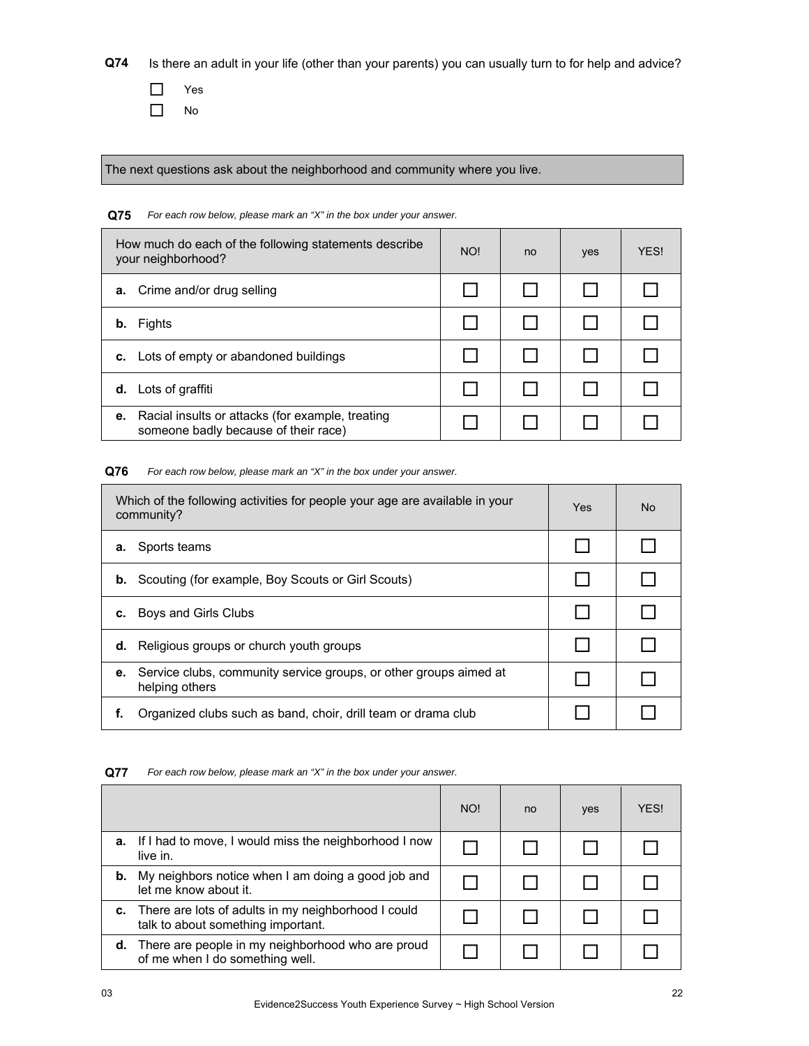**Q74** Is there an adult in your life (other than your parents) you can usually turn to for help and advice?

☐ Yes
☐ No

The next questions ask about the neighborhood and community where you live.

**Q75** *For each row below, please mark an "X" in the box under your answer.*

| How much do each of the following statements describe your neighborhood? | NO! | no | yes | YES! |
|---|---|---|---|---|
| **a.** Crime and/or drug selling | ☐ | ☐ | ☐ | ☐ |
| **b.** Fights | ☐ | ☐ | ☐ | ☐ |
| **c.** Lots of empty or abandoned buildings | ☐ | ☐ | ☐ | ☐ |
| **d.** Lots of graffiti | ☐ | ☐ | ☐ | ☐ |
| **e.** Racial insults or attacks (for example, treating someone badly because of their race) | ☐ | ☐ | ☐ | ☐ |

**Q76** *For each row below, please mark an "X" in the box under your answer.*

| Which of the following activities for people your age are available in your community? | Yes | No |
|---|---|---|
| **a.** Sports teams | ☐ | ☐ |
| **b.** Scouting (for example, Boy Scouts or Girl Scouts) | ☐ | ☐ |
| **c.** Boys and Girls Clubs | ☐ | ☐ |
| **d.** Religious groups or church youth groups | ☐ | ☐ |
| **e.** Service clubs, community service groups, or other groups aimed at helping others | ☐ | ☐ |
| **f.** Organized clubs such as band, choir, drill team or drama club | ☐ | ☐ |

**Q77** *For each row below, please mark an "X" in the box under your answer.*

| | NO! | no | yes | YES! |
|---|---|---|---|---|
| **a.** If I had to move, I would miss the neighborhood I now live in. | ☐ | ☐ | ☐ | ☐ |
| **b.** My neighbors notice when I am doing a good job and let me know about it. | ☐ | ☐ | ☐ | ☐ |
| **c.** There are lots of adults in my neighborhood I could talk to about something important. | ☐ | ☐ | ☐ | ☐ |
| **d.** There are people in my neighborhood who are proud of me when I do something well. | ☐ | ☐ | ☐ | ☐ |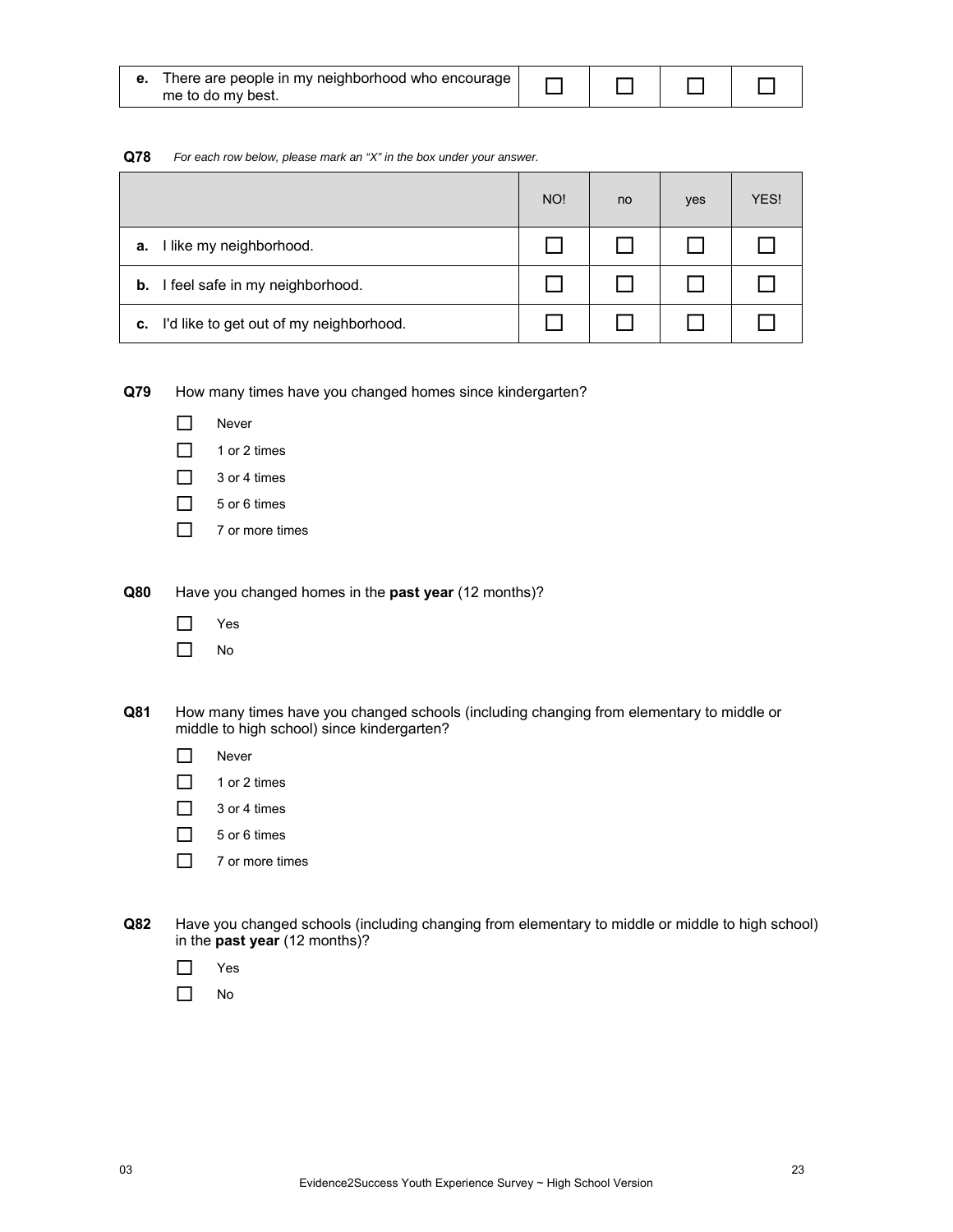| | | | | |
|---|---|---|---|---|
| **e.** There are people in my neighborhood who encourage me to do my best. | ☐ | ☐ | ☐ | ☐ |

**Q78** *For each row below, please mark an "X" in the box under your answer.*

| | NO! | no | yes | YES! |
|---|---|---|---|---|
| **a.** I like my neighborhood. | ☐ | ☐ | ☐ | ☐ |
| **b.** I feel safe in my neighborhood. | ☐ | ☐ | ☐ | ☐ |
| **c.** I'd like to get out of my neighborhood. | ☐ | ☐ | ☐ | ☐ |

**Q79** How many times have you changed homes since kindergarten?

- ☐ Never
- ☐ 1 or 2 times
- ☐ 3 or 4 times
- ☐ 5 or 6 times
- ☐ 7 or more times

**Q80** Have you changed homes in the **past year** (12 months)?

- ☐ Yes
- ☐ No

**Q81** How many times have you changed schools (including changing from elementary to middle or middle to high school) since kindergarten?

- ☐ Never
- ☐ 1 or 2 times
- ☐ 3 or 4 times
- ☐ 5 or 6 times
- ☐ 7 or more times

**Q82** Have you changed schools (including changing from elementary to middle or middle to high school) in the **past year** (12 months)?

- ☐ Yes
- ☐ No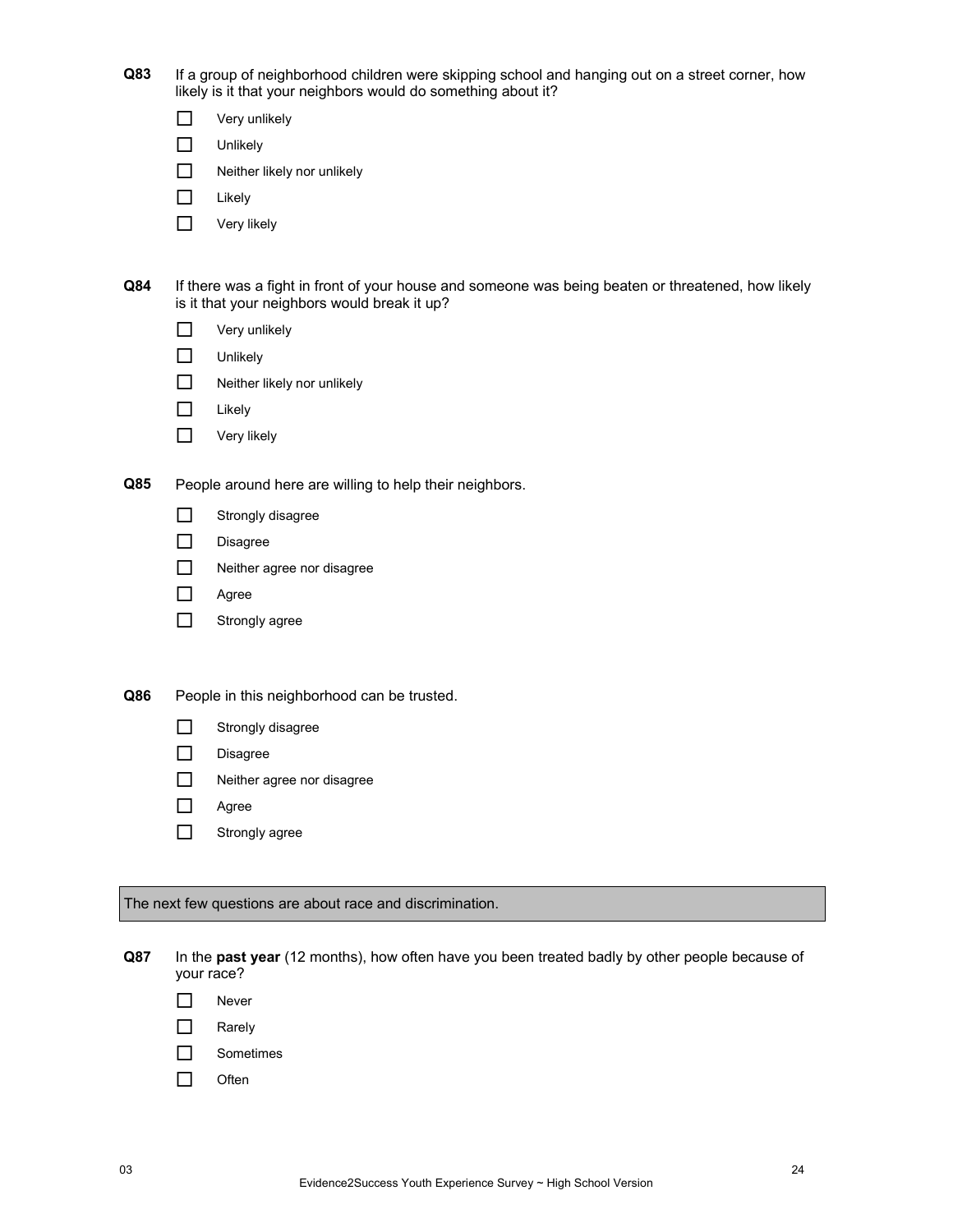**Q83** If a group of neighborhood children were skipping school and hanging out on a street corner, how likely is it that your neighbors would do something about it?

- ☐ Very unlikely
- ☐ Unlikely
- ☐ Neither likely nor unlikely
- ☐ Likely
- ☐ Very likely

**Q84** If there was a fight in front of your house and someone was being beaten or threatened, how likely is it that your neighbors would break it up?

- ☐ Very unlikely
- ☐ Unlikely
- ☐ Neither likely nor unlikely
- ☐ Likely
- ☐ Very likely

**Q85** People around here are willing to help their neighbors.

- ☐ Strongly disagree
- ☐ Disagree
- ☐ Neither agree nor disagree
- ☐ Agree
- ☐ Strongly agree

**Q86** People in this neighborhood can be trusted.

- ☐ Strongly disagree
- ☐ Disagree
- ☐ Neither agree nor disagree
- ☐ Agree
- ☐ Strongly agree

The next few questions are about race and discrimination.

**Q87** In the **past year** (12 months), how often have you been treated badly by other people because of your race?

- ☐ Never
- ☐ Rarely
- ☐ Sometimes
- ☐ Often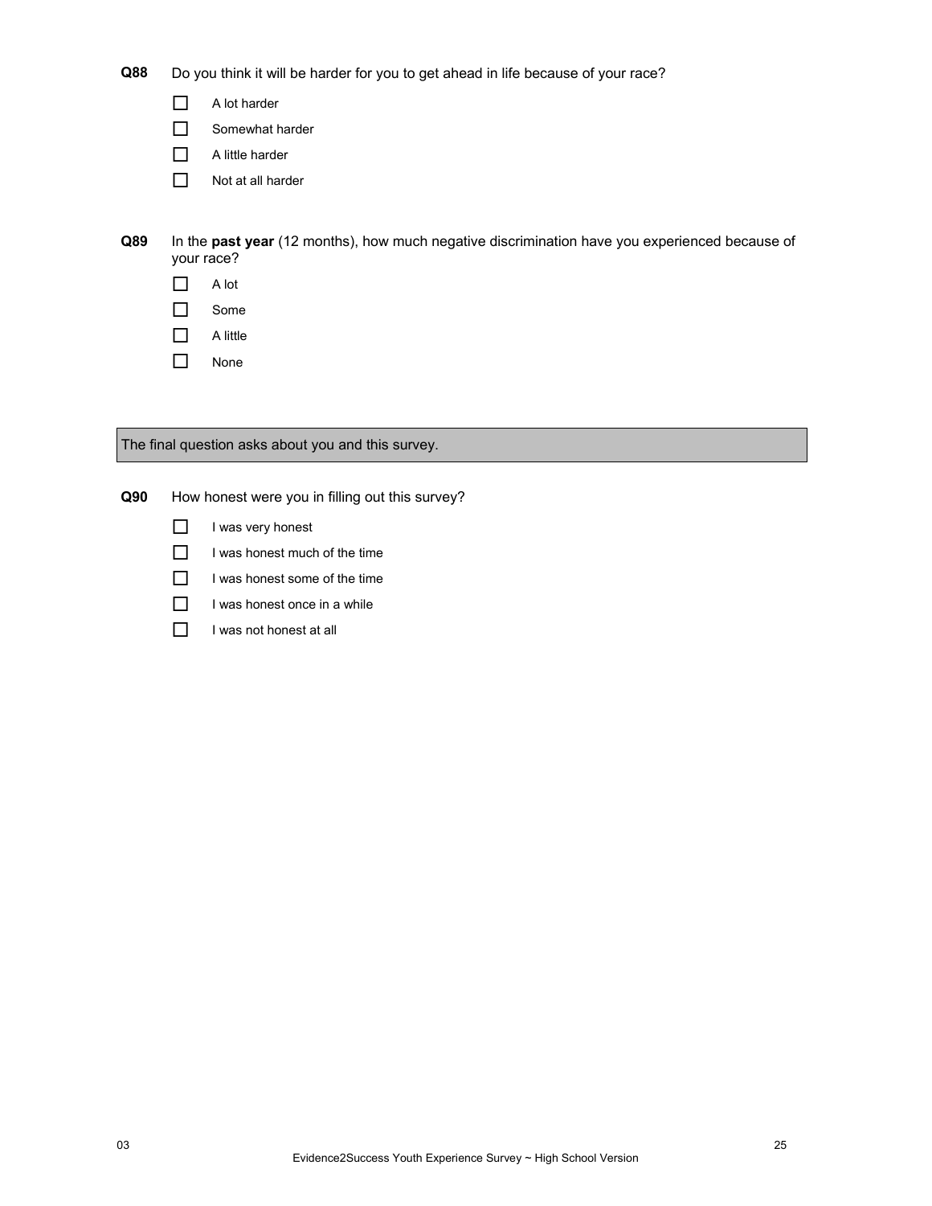**Q88** Do you think it will be harder for you to get ahead in life because of your race?

- ☐ A lot harder
- ☐ Somewhat harder
- ☐ A little harder
- ☐ Not at all harder

**Q89** In the **past year** (12 months), how much negative discrimination have you experienced because of your race?

- ☐ A lot
- ☐ Some
- ☐ A little
- ☐ None

The final question asks about you and this survey.

**Q90** How honest were you in filling out this survey?

- ☐ I was very honest
- ☐ I was honest much of the time
- ☐ I was honest some of the time
- ☐ I was honest once in a while
- ☐ I was not honest at all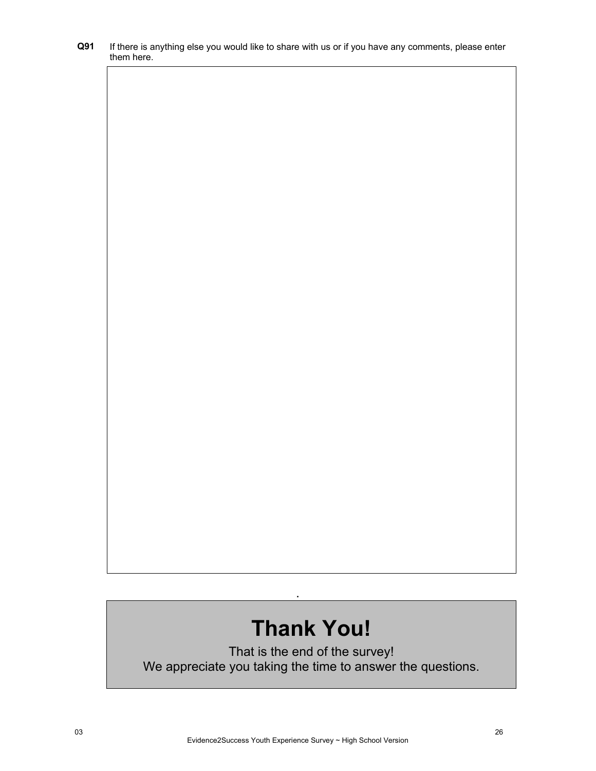**Q91** If there is anything else you would like to share with us or if you have any comments, please enter them here.

# Thank You!

That is the end of the survey!
We appreciate you taking the time to answer the questions.